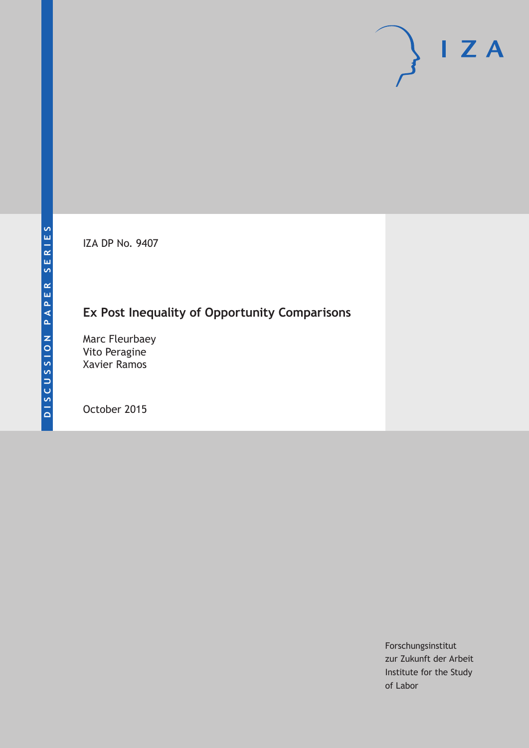DISCUSSION PAPER SERIES

IZA DP No. 9407

# Ex Post Inequality of Opportunity Comparisons

Marc Fleurbaey
Vito Peragine
Xavier Ramos

October 2015

Forschungsinstitut
zur Zukunft der Arbeit
Institute for the Study
of Labor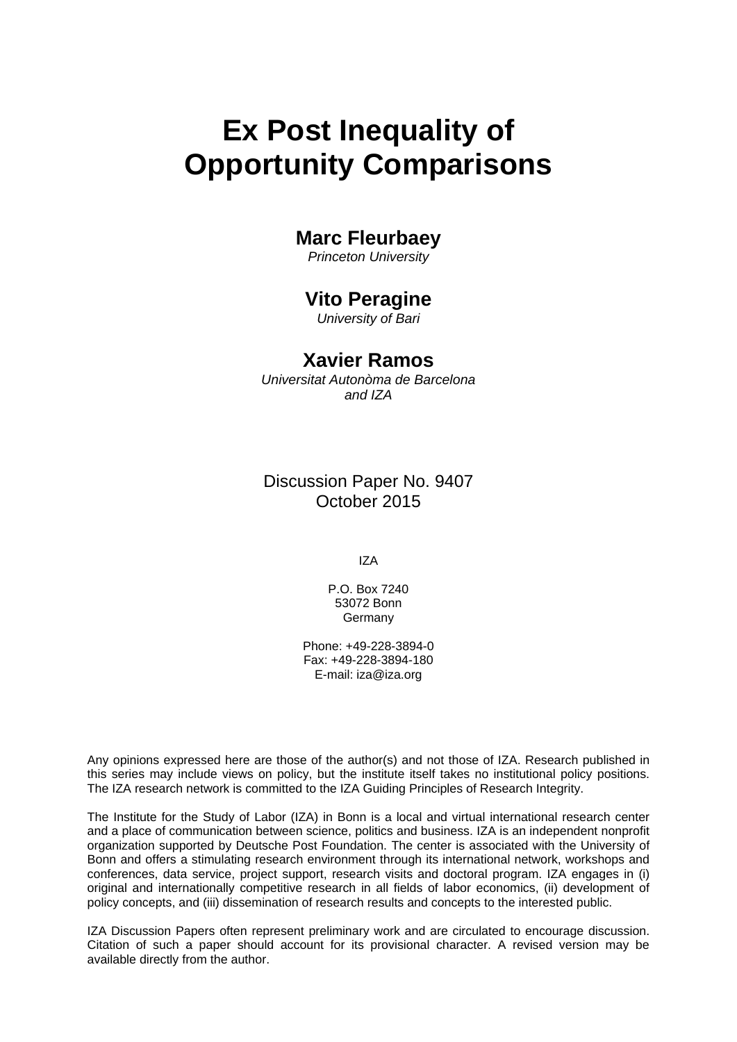# Ex Post Inequality of Opportunity Comparisons

**Marc Fleurbaey**
*Princeton University*

**Vito Peragine**
*University of Bari*

**Xavier Ramos**
*Universitat Autonòma de Barcelona and IZA*

Discussion Paper No. 9407
October 2015

IZA

P.O. Box 7240
53072 Bonn
Germany

Phone: +49-228-3894-0
Fax: +49-228-3894-180
E-mail: iza@iza.org

Any opinions expressed here are those of the author(s) and not those of IZA. Research published in this series may include views on policy, but the institute itself takes no institutional policy positions. The IZA research network is committed to the IZA Guiding Principles of Research Integrity.

The Institute for the Study of Labor (IZA) in Bonn is a local and virtual international research center and a place of communication between science, politics and business. IZA is an independent nonprofit organization supported by Deutsche Post Foundation. The center is associated with the University of Bonn and offers a stimulating research environment through its international network, workshops and conferences, data service, project support, research visits and doctoral program. IZA engages in (i) original and internationally competitive research in all fields of labor economics, (ii) development of policy concepts, and (iii) dissemination of research results and concepts to the interested public.

IZA Discussion Papers often represent preliminary work and are circulated to encourage discussion. Citation of such a paper should account for its provisional character. A revised version may be available directly from the author.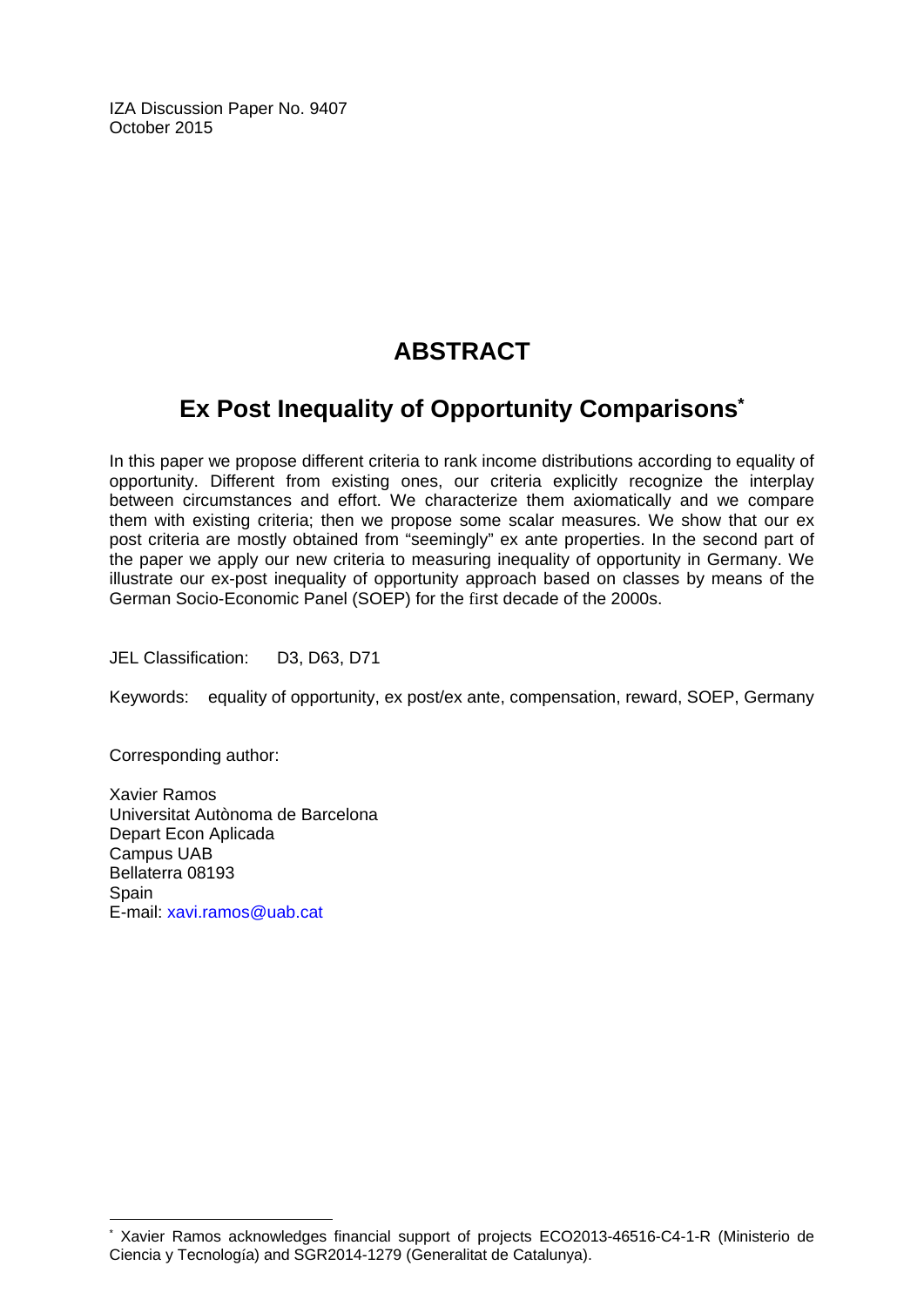IZA Discussion Paper No. 9407
October 2015

# ABSTRACT

## Ex Post Inequality of Opportunity Comparisons*

In this paper we propose different criteria to rank income distributions according to equality of opportunity. Different from existing ones, our criteria explicitly recognize the interplay between circumstances and effort. We characterize them axiomatically and we compare them with existing criteria; then we propose some scalar measures. We show that our ex post criteria are mostly obtained from "seemingly" ex ante properties. In the second part of the paper we apply our new criteria to measuring inequality of opportunity in Germany. We illustrate our ex-post inequality of opportunity approach based on classes by means of the German Socio-Economic Panel (SOEP) for the first decade of the 2000s.

JEL Classification: D3, D63, D71

Keywords: equality of opportunity, ex post/ex ante, compensation, reward, SOEP, Germany

Corresponding author:

Xavier Ramos
Universitat Autònoma de Barcelona
Depart Econ Aplicada
Campus UAB
Bellaterra 08193
Spain
E-mail: xavi.ramos@uab.cat

---

* Xavier Ramos acknowledges financial support of projects ECO2013-46516-C4-1-R (Ministerio de Ciencia y Tecnología) and SGR2014-1279 (Generalitat de Catalunya).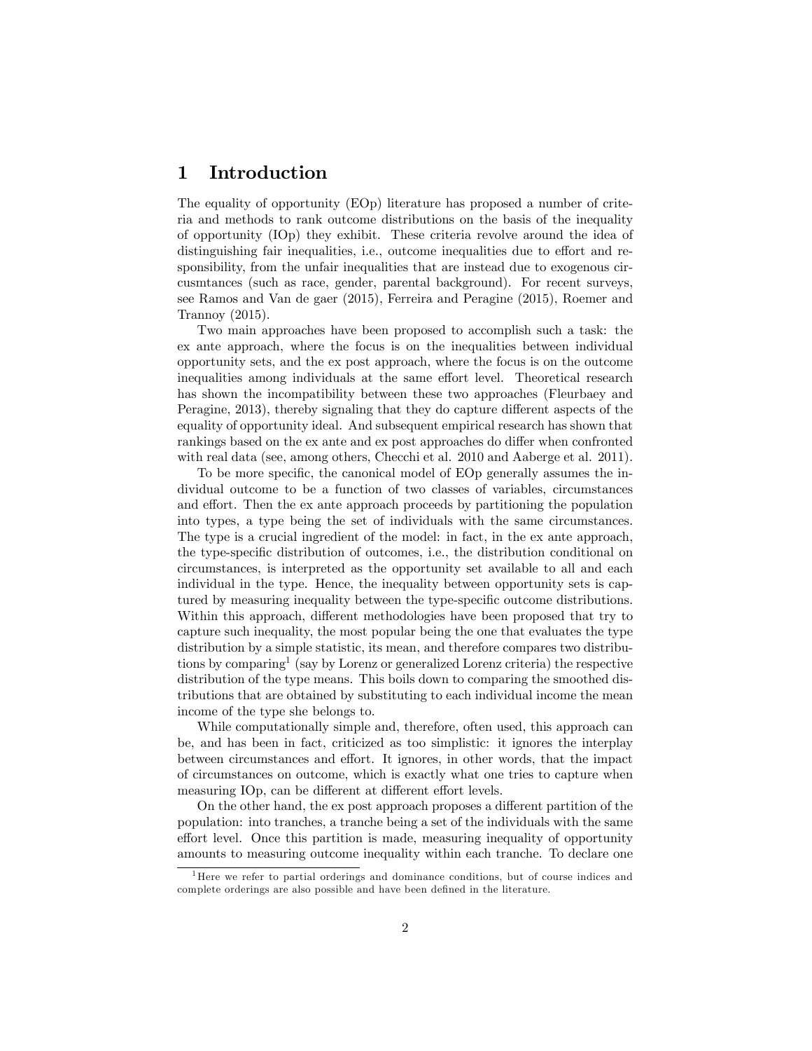# 1 Introduction

The equality of opportunity (EOp) literature has proposed a number of criteria and methods to rank outcome distributions on the basis of the inequality of opportunity (IOp) they exhibit. These criteria revolve around the idea of distinguishing fair inequalities, i.e., outcome inequalities due to effort and responsibility, from the unfair inequalities that are instead due to exogenous circusmtances (such as race, gender, parental background). For recent surveys, see Ramos and Van de gaer (2015), Ferreira and Peragine (2015), Roemer and Trannoy (2015).

Two main approaches have been proposed to accomplish such a task: the ex ante approach, where the focus is on the inequalities between individual opportunity sets, and the ex post approach, where the focus is on the outcome inequalities among individuals at the same effort level. Theoretical research has shown the incompatibility between these two approaches (Fleurbaey and Peragine, 2013), thereby signaling that they do capture different aspects of the equality of opportunity ideal. And subsequent empirical research has shown that rankings based on the ex ante and ex post approaches do differ when confronted with real data (see, among others, Checchi et al. 2010 and Aaberge et al. 2011).

To be more specific, the canonical model of EOp generally assumes the individual outcome to be a function of two classes of variables, circumstances and effort. Then the ex ante approach proceeds by partitioning the population into types, a type being the set of individuals with the same circumstances. The type is a crucial ingredient of the model: in fact, in the ex ante approach, the type-specific distribution of outcomes, i.e., the distribution conditional on circumstances, is interpreted as the opportunity set available to all and each individual in the type. Hence, the inequality between opportunity sets is captured by measuring inequality between the type-specific outcome distributions. Within this approach, different methodologies have been proposed that try to capture such inequality, the most popular being the one that evaluates the type distribution by a simple statistic, its mean, and therefore compares two distributions by comparing[1] (say by Lorenz or generalized Lorenz criteria) the respective distribution of the type means. This boils down to comparing the smoothed distributions that are obtained by substituting to each individual income the mean income of the type she belongs to.

While computationally simple and, therefore, often used, this approach can be, and has been in fact, criticized as too simplistic: it ignores the interplay between circumstances and effort. It ignores, in other words, that the impact of circumstances on outcome, which is exactly what one tries to capture when measuring IOp, can be different at different effort levels.

On the other hand, the ex post approach proposes a different partition of the population: into tranches, a tranche being a set of the individuals with the same effort level. Once this partition is made, measuring inequality of opportunity amounts to measuring outcome inequality within each tranche. To declare one

[1] Here we refer to partial orderings and dominance conditions, but of course indices and complete orderings are also possible and have been defined in the literature.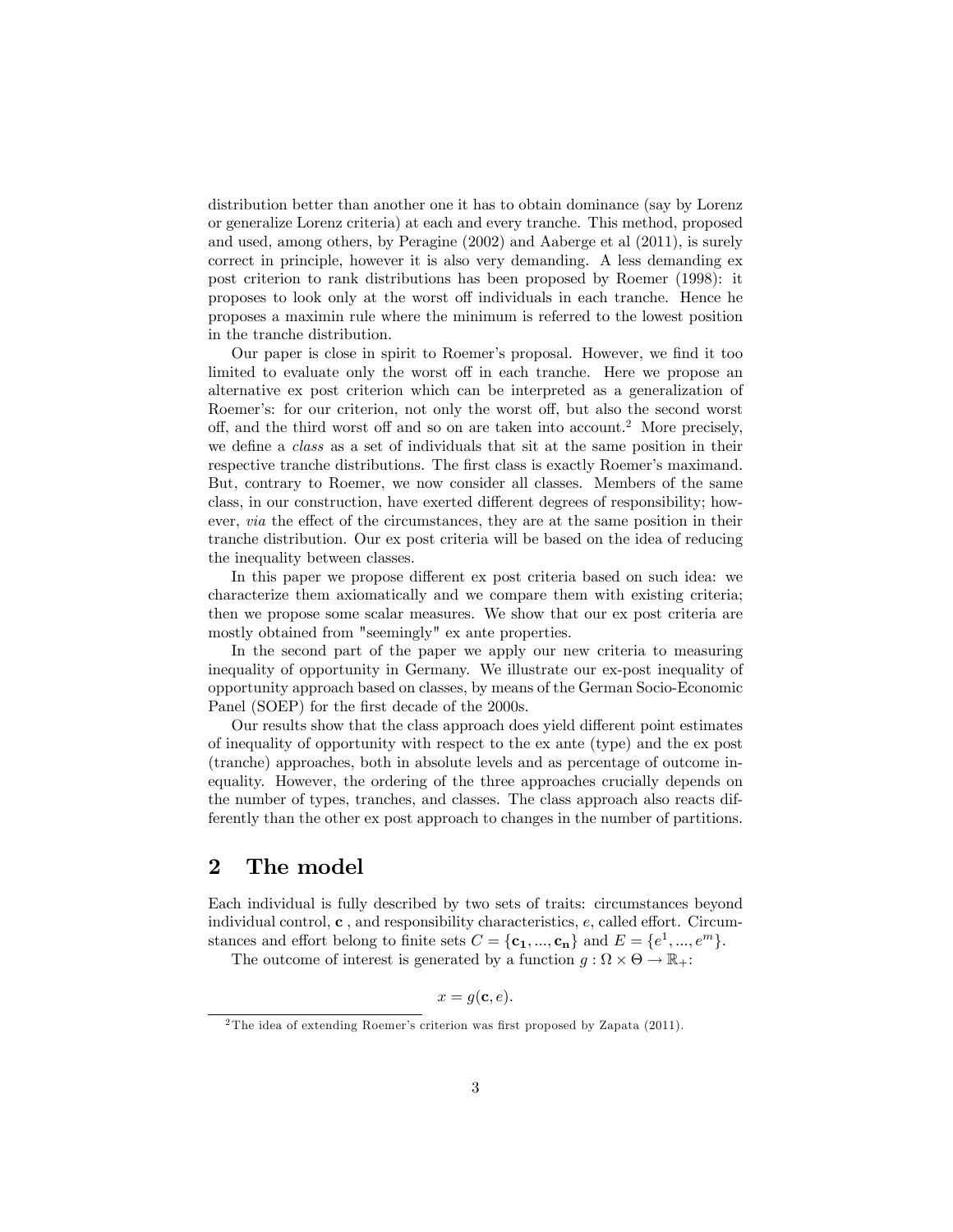distribution better than another one it has to obtain dominance (say by Lorenz or generalize Lorenz criteria) at each and every tranche. This method, proposed and used, among others, by Peragine (2002) and Aaberge et al (2011), is surely correct in principle, however it is also very demanding. A less demanding ex post criterion to rank distributions has been proposed by Roemer (1998): it proposes to look only at the worst off individuals in each tranche. Hence he proposes a maximin rule where the minimum is referred to the lowest position in the tranche distribution.

Our paper is close in spirit to Roemer's proposal. However, we find it too limited to evaluate only the worst off in each tranche. Here we propose an alternative ex post criterion which can be interpreted as a generalization of Roemer's: for our criterion, not only the worst off, but also the second worst off, and the third worst off and so on are taken into account.[2] More precisely, we define a *class* as a set of individuals that sit at the same position in their respective tranche distributions. The first class is exactly Roemer's maximand. But, contrary to Roemer, we now consider all classes. Members of the same class, in our construction, have exerted different degrees of responsibility; however, *via* the effect of the circumstances, they are at the same position in their tranche distribution. Our ex post criteria will be based on the idea of reducing the inequality between classes.

In this paper we propose different ex post criteria based on such idea: we characterize them axiomatically and we compare them with existing criteria; then we propose some scalar measures. We show that our ex post criteria are mostly obtained from "seemingly" ex ante properties.

In the second part of the paper we apply our new criteria to measuring inequality of opportunity in Germany. We illustrate our ex-post inequality of opportunity approach based on classes, by means of the German Socio-Economic Panel (SOEP) for the first decade of the 2000s.

Our results show that the class approach does yield different point estimates of inequality of opportunity with respect to the ex ante (type) and the ex post (tranche) approaches, both in absolute levels and as percentage of outcome inequality. However, the ordering of the three approaches crucially depends on the number of types, tranches, and classes. The class approach also reacts differently than the other ex post approach to changes in the number of partitions.

## 2 The model

Each individual is fully described by two sets of traits: circumstances beyond individual control, $\mathbf{c}$ , and responsibility characteristics, $e$, called effort. Circumstances and effort belong to finite sets $C = \{\mathbf{c_1}, ..., \mathbf{c_n}\}$ and $E = \{e^1, ..., e^m\}$.

The outcome of interest is generated by a function $g : \Omega \times \Theta \to \mathbb{R}_+$:

$$x = g(\mathbf{c}, e).$$

[2] The idea of extending Roemer's criterion was first proposed by Zapata (2011).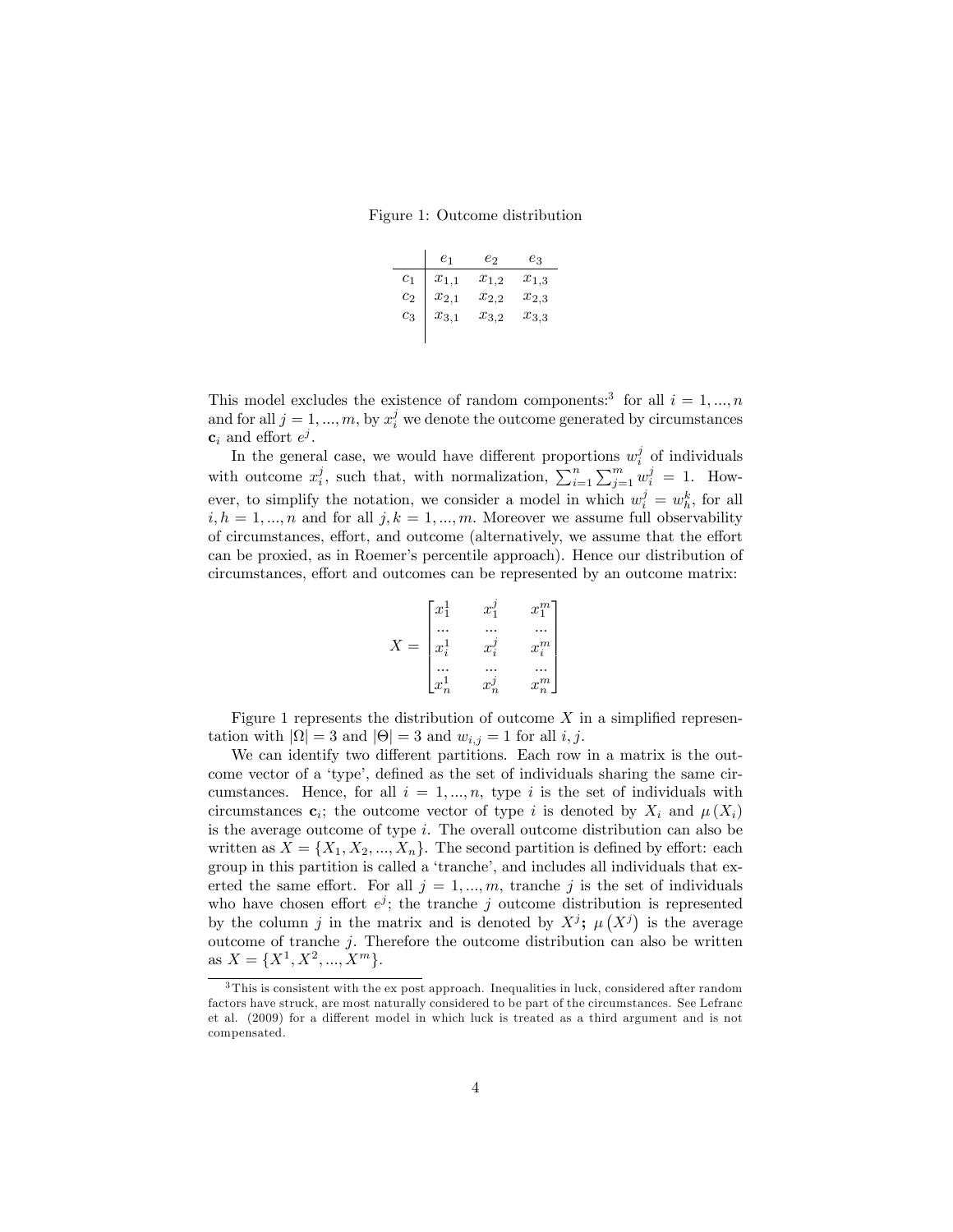Figure 1: Outcome distribution

|  | $e_1$ | $e_2$ | $e_3$ |
|---|---|---|---|
| $c_1$ | $x_{1,1}$ | $x_{1,2}$ | $x_{1,3}$ |
| $c_2$ | $x_{2,1}$ | $x_{2,2}$ | $x_{2,3}$ |
| $c_3$ | $x_{3,1}$ | $x_{3,2}$ | $x_{3,3}$ |

This model excludes the existence of random components:[3] for all $i = 1, ..., n$ and for all $j = 1, ..., m$, by $x_i^j$ we denote the outcome generated by circumstances $\mathbf{c}_i$ and effort $e^j$.

In the general case, we would have different proportions $w_i^j$ of individuals with outcome $x_i^j$, such that, with normalization, $\sum_{i=1}^{n}\sum_{j=1}^{m} w_i^j = 1$. However, to simplify the notation, we consider a model in which $w_i^j = w_h^k$, for all $i, h = 1, ..., n$ and for all $j, k = 1, ..., m$. Moreover we assume full observability of circumstances, effort, and outcome (alternatively, we assume that the effort can be proxied, as in Roemer's percentile approach). Hence our distribution of circumstances, effort and outcomes can be represented by an outcome matrix:

$$X = \begin{bmatrix} x_1^1 & x_1^j & x_1^m \\ ... & ... & ... \\ x_i^1 & x_i^j & x_i^m \\ ... & ... & ... \\ x_n^1 & x_n^j & x_n^m \end{bmatrix}$$

Figure 1 represents the distribution of outcome $X$ in a simplified representation with $|\Omega| = 3$ and $|\Theta| = 3$ and $w_{i,j} = 1$ for all $i, j$.

We can identify two different partitions. Each row in a matrix is the outcome vector of a 'type', defined as the set of individuals sharing the same circumstances. Hence, for all $i = 1, ..., n$, type $i$ is the set of individuals with circumstances $\mathbf{c}_i$; the outcome vector of type $i$ is denoted by $X_i$ and $\mu(X_i)$ is the average outcome of type $i$. The overall outcome distribution can also be written as $X = \{X_1, X_2, ..., X_n\}$. The second partition is defined by effort: each group in this partition is called a 'tranche', and includes all individuals that exerted the same effort. For all $j = 1, ..., m$, tranche $j$ is the set of individuals who have chosen effort $e^j$; the tranche $j$ outcome distribution is represented by the column $j$ in the matrix and is denoted by $X^j$; $\mu(X^j)$ is the average outcome of tranche $j$. Therefore the outcome distribution can also be written as $X = \{X^1, X^2, ..., X^m\}$.

[3] This is consistent with the ex post approach. Inequalities in luck, considered after random factors have struck, are most naturally considered to be part of the circumstances. See Lefranc et al. (2009) for a different model in which luck is treated as a third argument and is not compensated.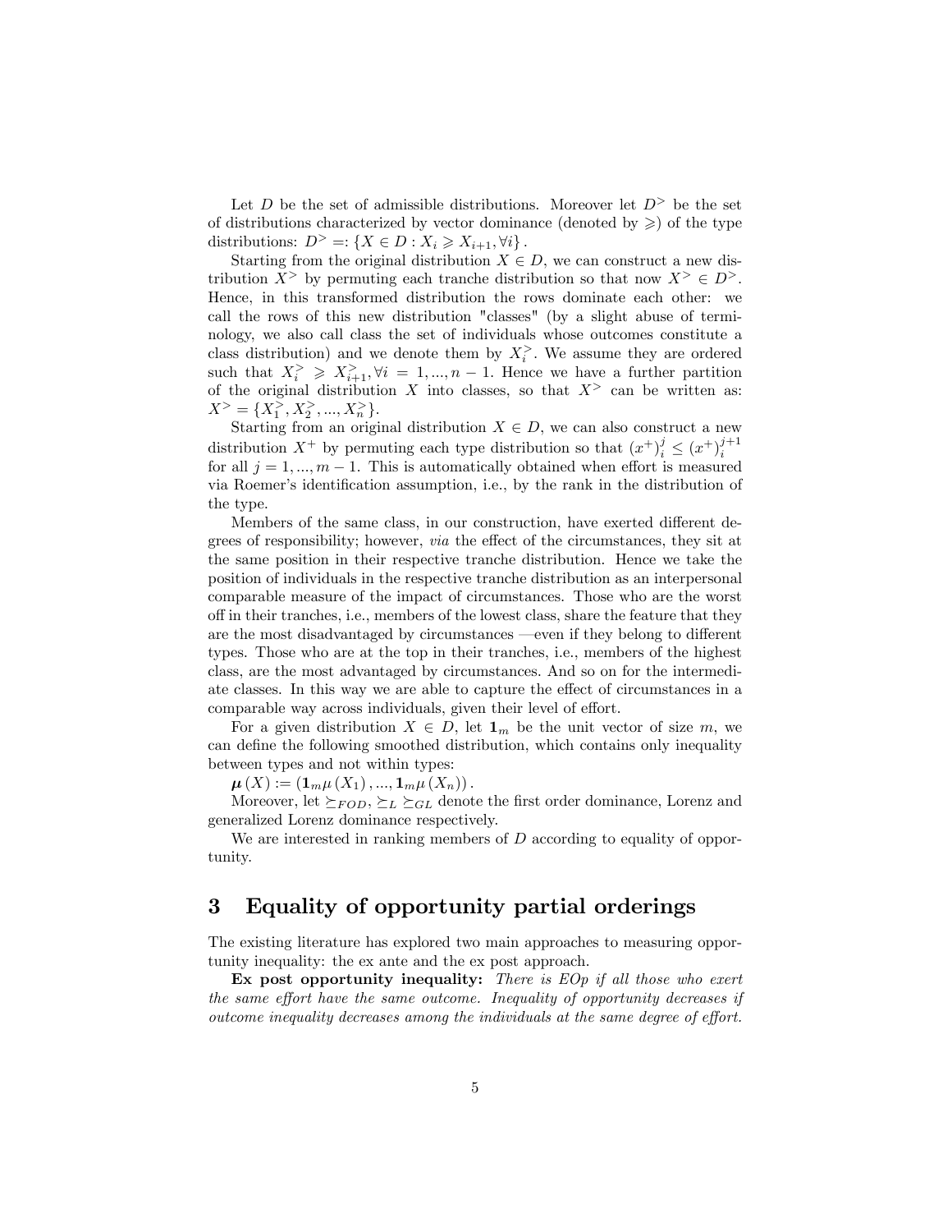Let $D$ be the set of admissible distributions. Moreover let $D^{>}$ be the set of distributions characterized by vector dominance (denoted by $\geqslant$) of the type distributions: $D^{>} =: \{X \in D : X_i \geqslant X_{i+1}, \forall i\}$.

Starting from the original distribution $X \in D$, we can construct a new distribution $X^{>}$ by permuting each tranche distribution so that now $X^{>} \in D^{>}$. Hence, in this transformed distribution the rows dominate each other: we call the rows of this new distribution "classes" (by a slight abuse of terminology, we also call class the set of individuals whose outcomes constitute a class distribution) and we denote them by $X_i^{>}$. We assume they are ordered such that $X_i^{>} \geqslant X_{i+1}^{>}, \forall i = 1, ..., n-1$. Hence we have a further partition of the original distribution $X$ into classes, so that $X^{>}$ can be written as: $X^{>} = \{X_1^{>}, X_2^{>}, ..., X_n^{>}\}$.

Starting from an original distribution $X \in D$, we can also construct a new distribution $X^{+}$ by permuting each type distribution so that $(x^{+})_i^j \leq (x^{+})_i^{j+1}$ for all $j = 1, ..., m-1$. This is automatically obtained when effort is measured via Roemer's identification assumption, i.e., by the rank in the distribution of the type.

Members of the same class, in our construction, have exerted different degrees of responsibility; however, *via* the effect of the circumstances, they sit at the same position in their respective tranche distribution. Hence we take the position of individuals in the respective tranche distribution as an interpersonal comparable measure of the impact of circumstances. Those who are the worst off in their tranches, i.e., members of the lowest class, share the feature that they are the most disadvantaged by circumstances —even if they belong to different types. Those who are at the top in their tranches, i.e., members of the highest class, are the most advantaged by circumstances. And so on for the intermediate classes. In this way we are able to capture the effect of circumstances in a comparable way across individuals, given their level of effort.

For a given distribution $X \in D$, let $\mathbf{1}_m$ be the unit vector of size $m$, we can define the following smoothed distribution, which contains only inequality between types and not within types:

$\boldsymbol{\mu}(X) := (\mathbf{1}_m \mu(X_1), ..., \mathbf{1}_m \mu(X_n))$.

Moreover, let $\succeq_{FOD}$, $\succeq_L$ $\succeq_{GL}$ denote the first order dominance, Lorenz and generalized Lorenz dominance respectively.

We are interested in ranking members of $D$ according to equality of opportunity.

# 3 Equality of opportunity partial orderings

The existing literature has explored two main approaches to measuring opportunity inequality: the ex ante and the ex post approach.

**Ex post opportunity inequality:** *There is EOp if all those who exert the same effort have the same outcome. Inequality of opportunity decreases if outcome inequality decreases among the individuals at the same degree of effort.*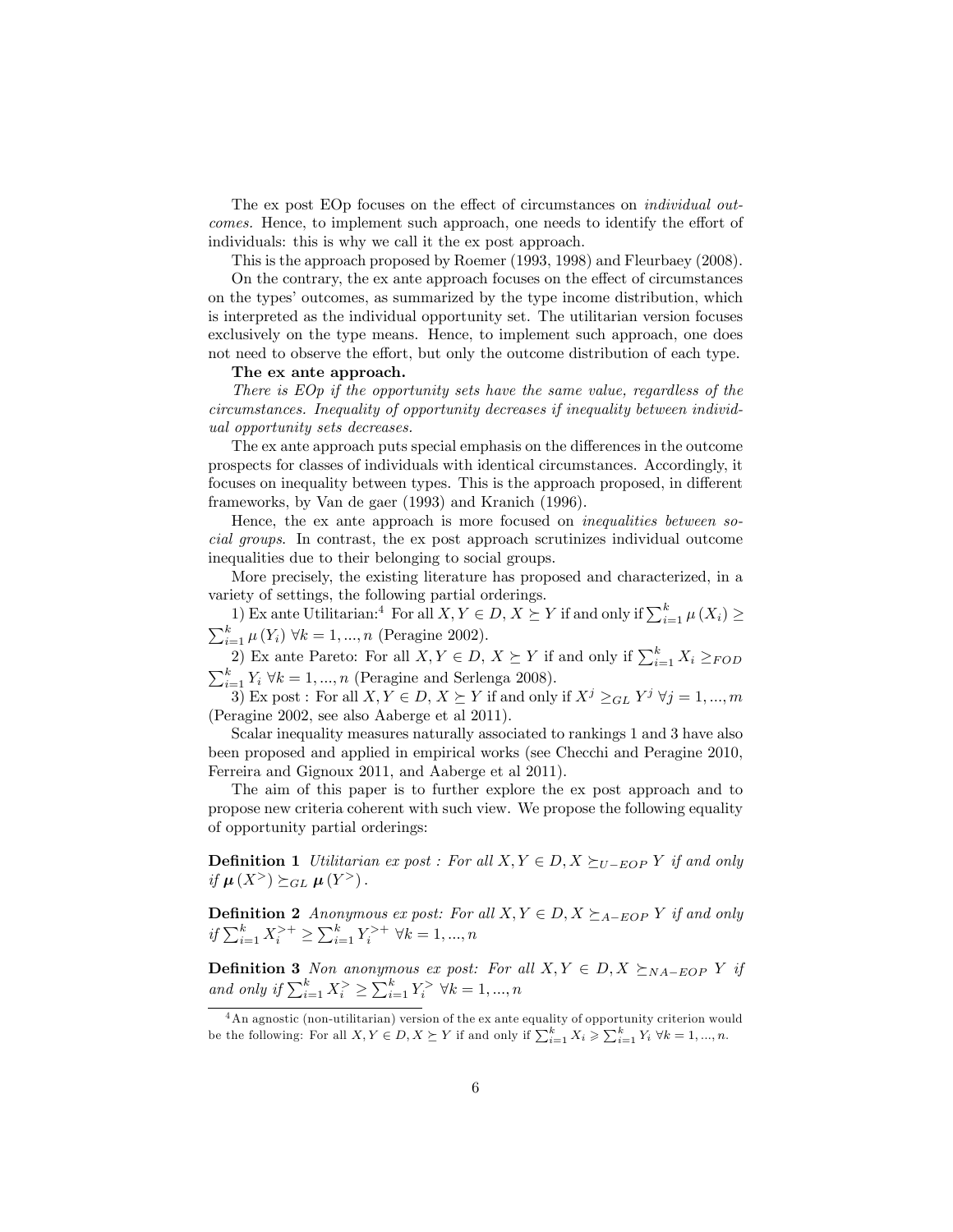The ex post EOp focuses on the effect of circumstances on *individual outcomes*. Hence, to implement such approach, one needs to identify the effort of individuals: this is why we call it the ex post approach.

This is the approach proposed by Roemer (1993, 1998) and Fleurbaey (2008).

On the contrary, the ex ante approach focuses on the effect of circumstances on the types' outcomes, as summarized by the type income distribution, which is interpreted as the individual opportunity set. The utilitarian version focuses exclusively on the type means. Hence, to implement such approach, one does not need to observe the effort, but only the outcome distribution of each type.

**The ex ante approach.**

*There is EOp if the opportunity sets have the same value, regardless of the circumstances. Inequality of opportunity decreases if inequality between individual opportunity sets decreases.*

The ex ante approach puts special emphasis on the differences in the outcome prospects for classes of individuals with identical circumstances. Accordingly, it focuses on inequality between types. This is the approach proposed, in different frameworks, by Van de gaer (1993) and Kranich (1996).

Hence, the ex ante approach is more focused on *inequalities between social groups*. In contrast, the ex post approach scrutinizes individual outcome inequalities due to their belonging to social groups.

More precisely, the existing literature has proposed and characterized, in a variety of settings, the following partial orderings.

1) Ex ante Utilitarian:[4] For all $X, Y \in D$, $X \succeq Y$ if and only if $\sum_{i=1}^{k} \mu(X_i) \geq \sum_{i=1}^{k} \mu(Y_i)$ $\forall k = 1, ..., n$ (Peragine 2002).

2) Ex ante Pareto: For all $X, Y \in D$, $X \succeq Y$ if and only if $\sum_{i=1}^{k} X_i \geq_{FOD} \sum_{i=1}^{k} Y_i$ $\forall k = 1, ..., n$ (Peragine and Serlenga 2008).

3) Ex post : For all $X, Y \in D$, $X \succeq Y$ if and only if $X^j \geq_{GL} Y^j$ $\forall j = 1, ..., m$ (Peragine 2002, see also Aaberge et al 2011).

Scalar inequality measures naturally associated to rankings 1 and 3 have also been proposed and applied in empirical works (see Checchi and Peragine 2010, Ferreira and Gignoux 2011, and Aaberge et al 2011).

The aim of this paper is to further explore the ex post approach and to propose new criteria coherent with such view. We propose the following equality of opportunity partial orderings:

**Definition 1** *Utilitarian ex post : For all $X, Y \in D, X \succeq_{U-EOP} Y$ if and only if $\boldsymbol{\mu}(X^>) \succeq_{GL} \boldsymbol{\mu}(Y^>)$.*

**Definition 2** *Anonymous ex post: For all $X, Y \in D, X \succeq_{A-EOP} Y$ if and only if $\sum_{i=1}^{k} X_i^{>+} \geq \sum_{i=1}^{k} Y_i^{>+}$ $\forall k = 1, ..., n$*

**Definition 3** *Non anonymous ex post: For all $X, Y \in D, X \succeq_{NA-EOP} Y$ if and only if $\sum_{i=1}^{k} X_i^{>} \geq \sum_{i=1}^{k} Y_i^{>}$ $\forall k = 1, ..., n$*

---

[4] An agnostic (non-utilitarian) version of the ex ante equality of opportunity criterion would be the following: For all $X, Y \in D, X \succeq Y$ if and only if $\sum_{i=1}^{k} X_i \geqslant \sum_{i=1}^{k} Y_i$ $\forall k = 1, ..., n$.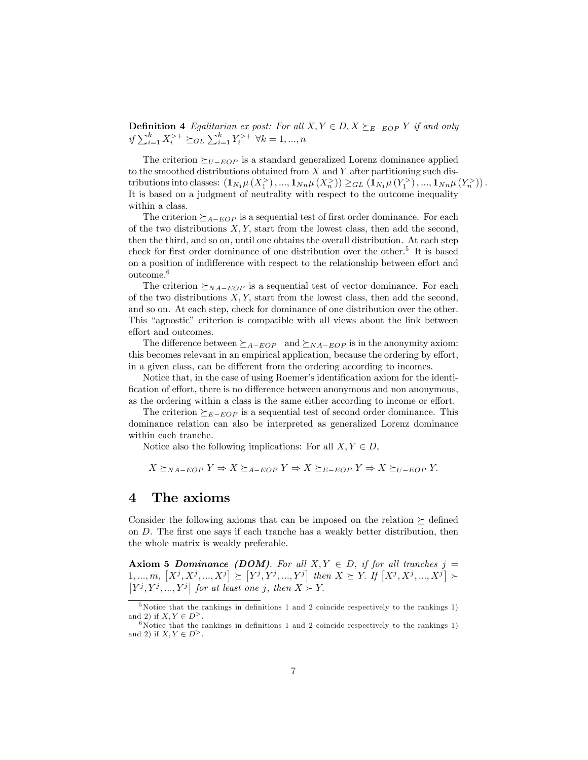**Definition 4** *Egalitarian ex post: For all $X, Y \in D, X \succeq_{E-EOP} Y$ if and only if $\sum_{i=1}^{k} X_i^{>+} \succeq_{GL} \sum_{i=1}^{k} Y_i^{>+}$ $\forall k = 1, ..., n$*

The criterion $\succeq_{U-EOP}$ is a standard generalized Lorenz dominance applied to the smoothed distributions obtained from $X$ and $Y$ after partitioning such distributions into classes: $\left(\mathbf{1}_{N_1}\mu\left(X_1^{>}\right), ..., \mathbf{1}_{Nn}\mu\left(X_n^{>}\right)\right) \geq_{GL} \left(\mathbf{1}_{N_1}\mu\left(Y_1^{>}\right), ..., \mathbf{1}_{Nn}\mu\left(Y_n^{>}\right)\right)$. It is based on a judgment of neutrality with respect to the outcome inequality within a class.

The criterion $\succeq_{A-EOP}$ is a sequential test of first order dominance. For each of the two distributions $X, Y$, start from the lowest class, then add the second, then the third, and so on, until one obtains the overall distribution. At each step check for first order dominance of one distribution over the other.[5] It is based on a position of indifference with respect to the relationship between effort and outcome.[6]

The criterion $\succeq_{NA-EOP}$ is a sequential test of vector dominance. For each of the two distributions $X, Y$, start from the lowest class, then add the second, and so on. At each step, check for dominance of one distribution over the other. This "agnostic" criterion is compatible with all views about the link between effort and outcomes.

The difference between $\succeq_{A-EOP}$ and $\succeq_{NA-EOP}$ is in the anonymity axiom: this becomes relevant in an empirical application, because the ordering by effort, in a given class, can be different from the ordering according to incomes.

Notice that, in the case of using Roemer's identification axiom for the identification of effort, there is no difference between anonymous and non anonymous, as the ordering within a class is the same either according to income or effort.

The criterion $\succeq_{E-EOP}$ is a sequential test of second order dominance. This dominance relation can also be interpreted as generalized Lorenz dominance within each tranche.

Notice also the following implications: For all $X, Y \in D$,

$$X \succeq_{NA-EOP} Y \Rightarrow X \succeq_{A-EOP} Y \Rightarrow X \succeq_{E-EOP} Y \Rightarrow X \succeq_{U-EOP} Y.$$

## 4 The axioms

Consider the following axioms that can be imposed on the relation $\succeq$ defined on $D$. The first one says if each tranche has a weakly better distribution, then the whole matrix is weakly preferable.

**Axiom 5** ***Dominance (DOM)***. *For all $X, Y \in D$, if for all tranches $j = 1, ..., m$, $\left[X^j, X^j, ..., X^j\right] \succeq \left[Y^j, Y^j, ..., Y^j\right]$ then $X \succeq Y$. If $\left[X^j, X^j, ..., X^j\right] \succ \left[Y^j, Y^j, ..., Y^j\right]$ for at least one $j$, then $X \succ Y$.*

[5] Notice that the rankings in definitions 1 and 2 coincide respectively to the rankings 1) and 2) if $X, Y \in D^{>}$.

[6] Notice that the rankings in definitions 1 and 2 coincide respectively to the rankings 1) and 2) if $X, Y \in D^{>}$.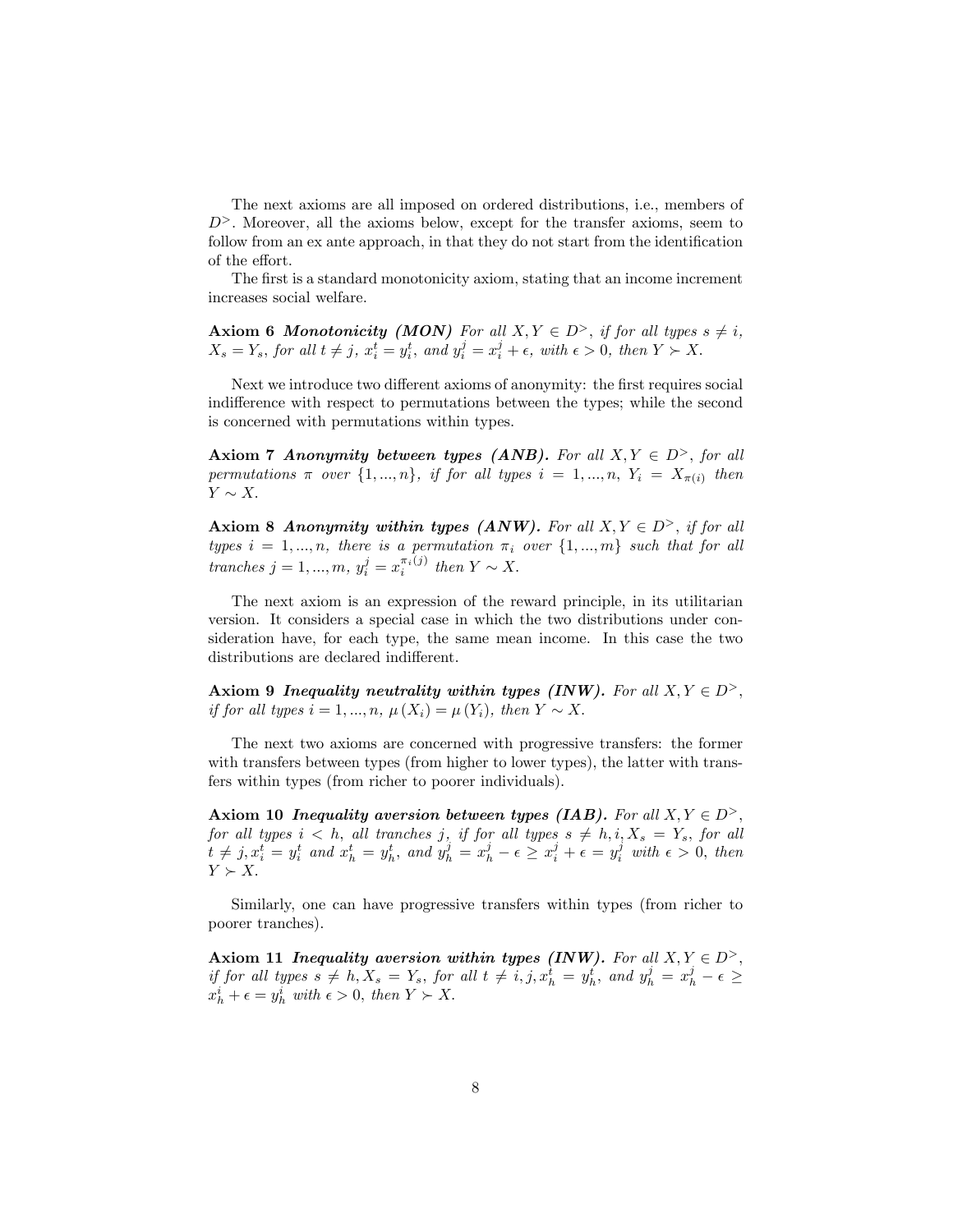The next axioms are all imposed on ordered distributions, i.e., members of $D^{>}$. Moreover, all the axioms below, except for the transfer axioms, seem to follow from an ex ante approach, in that they do not start from the identification of the effort.

The first is a standard monotonicity axiom, stating that an income increment increases social welfare.

**Axiom 6** ***Monotonicity (MON)*** *For all $X, Y \in D^{>}$, if for all types $s \neq i$, $X_s = Y_s$, for all $t \neq j$, $x_i^t = y_i^t$, and $y_i^j = x_i^j + \epsilon$, with $\epsilon > 0$, then $Y \succ X$.*

Next we introduce two different axioms of anonymity: the first requires social indifference with respect to permutations between the types; while the second is concerned with permutations within types.

**Axiom 7** ***Anonymity between types (ANB).*** *For all $X, Y \in D^{>}$, for all permutations $\pi$ over $\{1, ..., n\}$, if for all types $i = 1, ..., n$, $Y_i = X_{\pi(i)}$ then $Y \sim X$.*

**Axiom 8** ***Anonymity within types (ANW).*** *For all $X, Y \in D^{>}$, if for all types $i = 1, ..., n$, there is a permutation $\pi_i$ over $\{1, ..., m\}$ such that for all tranches $j = 1, ..., m$, $y_i^j = x_i^{\pi_i(j)}$ then $Y \sim X$.*

The next axiom is an expression of the reward principle, in its utilitarian version. It considers a special case in which the two distributions under consideration have, for each type, the same mean income. In this case the two distributions are declared indifferent.

**Axiom 9** ***Inequality neutrality within types (INW).*** *For all $X, Y \in D^{>}$, if for all types $i = 1, ..., n$, $\mu(X_i) = \mu(Y_i)$, then $Y \sim X$.*

The next two axioms are concerned with progressive transfers: the former with transfers between types (from higher to lower types), the latter with transfers within types (from richer to poorer individuals).

**Axiom 10** ***Inequality aversion between types (IAB).*** *For all $X, Y \in D^{>}$, for all types $i < h$, all tranches $j$, if for all types $s \neq h, i, X_s = Y_s$, for all $t \neq j, x_i^t = y_i^t$ and $x_h^t = y_h^t$, and $y_h^j = x_h^j - \epsilon \geq x_i^j + \epsilon = y_i^j$ with $\epsilon > 0$, then $Y \succ X$.*

Similarly, one can have progressive transfers within types (from richer to poorer tranches).

**Axiom 11** ***Inequality aversion within types (INW).*** *For all $X, Y \in D^{>}$, if for all types $s \neq h, X_s = Y_s$, for all $t \neq i, j, x_h^t = y_h^t$, and $y_h^j = x_h^j - \epsilon \geq x_h^i + \epsilon = y_h^i$ with $\epsilon > 0$, then $Y \succ X$.*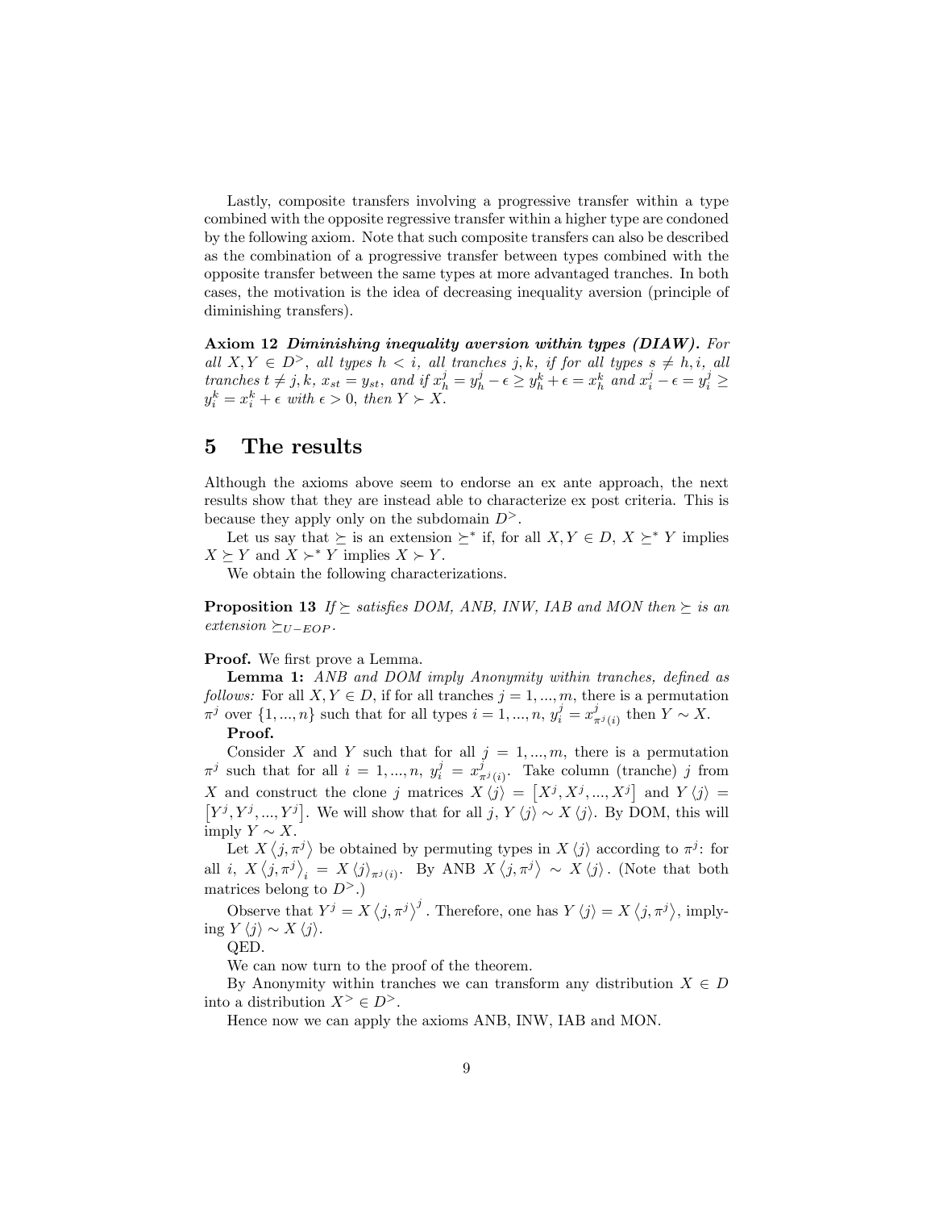Lastly, composite transfers involving a progressive transfer within a type combined with the opposite regressive transfer within a higher type are condoned by the following axiom. Note that such composite transfers can also be described as the combination of a progressive transfer between types combined with the opposite transfer between the same types at more advantaged tranches. In both cases, the motivation is the idea of decreasing inequality aversion (principle of diminishing transfers).

**Axiom 12** ***Diminishing inequality aversion within types (DIAW).*** *For all $X, Y \in D^{>}$, all types $h < i$, all tranches $j, k$, if for all types $s \neq h, i$, all tranches $t \neq j, k$, $x_{st} = y_{st}$, and if $x_h^j = y_h^j - \epsilon \geq y_h^k + \epsilon = x_h^k$ and $x_i^j - \epsilon = y_i^j \geq y_i^k = x_i^k + \epsilon$ with $\epsilon > 0$, then $Y \succ X$.*

# 5 The results

Although the axioms above seem to endorse an ex ante approach, the next results show that they are instead able to characterize ex post criteria. This is because they apply only on the subdomain $D^{>}$.

Let us say that $\succeq$ is an extension $\succeq^*$ if, for all $X, Y \in D$, $X \succeq^* Y$ implies $X \succeq Y$ and $X \succ^* Y$ implies $X \succ Y$.

We obtain the following characterizations.

**Proposition 13** *If $\succeq$ satisfies DOM, ANB, INW, IAB and MON then $\succeq$ is an extension $\succeq_{U-EOP}$.*

**Proof.** We first prove a Lemma.

**Lemma 1:** *ANB and DOM imply Anonymity within tranches, defined as follows:* For all $X, Y \in D$, if for all tranches $j = 1, ..., m$, there is a permutation $\pi^j$ over $\{1, ..., n\}$ such that for all types $i = 1, ..., n$, $y_i^j = x_{\pi^j(i)}^j$ then $Y \sim X$.

**Proof.**

Consider $X$ and $Y$ such that for all $j = 1, ..., m$, there is a permutation $\pi^j$ such that for all $i = 1, ..., n$, $y_i^j = x_{\pi^j(i)}^j$. Take column (tranche) $j$ from $X$ and construct the clone $j$ matrices $X\langle j \rangle = \left[X^j, X^j, ..., X^j\right]$ and $Y\langle j \rangle = \left[Y^j, Y^j, ..., Y^j\right]$. We will show that for all $j$, $Y\langle j \rangle \sim X\langle j \rangle$. By DOM, this will imply $Y \sim X$.

Let $X\langle j, \pi^j \rangle$ be obtained by permuting types in $X\langle j \rangle$ according to $\pi^j$: for all $i$, $X\langle j, \pi^j \rangle_i = X\langle j \rangle_{\pi^j(i)}$. By ANB $X\langle j, \pi^j \rangle \sim X\langle j \rangle$. (Note that both matrices belong to $D^{>}$.)

Observe that $Y^j = X\langle j, \pi^j \rangle^j$. Therefore, one has $Y\langle j \rangle = X\langle j, \pi^j \rangle$, implying $Y\langle j \rangle \sim X\langle j \rangle$.

QED.

We can now turn to the proof of the theorem.

By Anonymity within tranches we can transform any distribution $X \in D$ into a distribution $X^{>} \in D^{>}$.

Hence now we can apply the axioms ANB, INW, IAB and MON.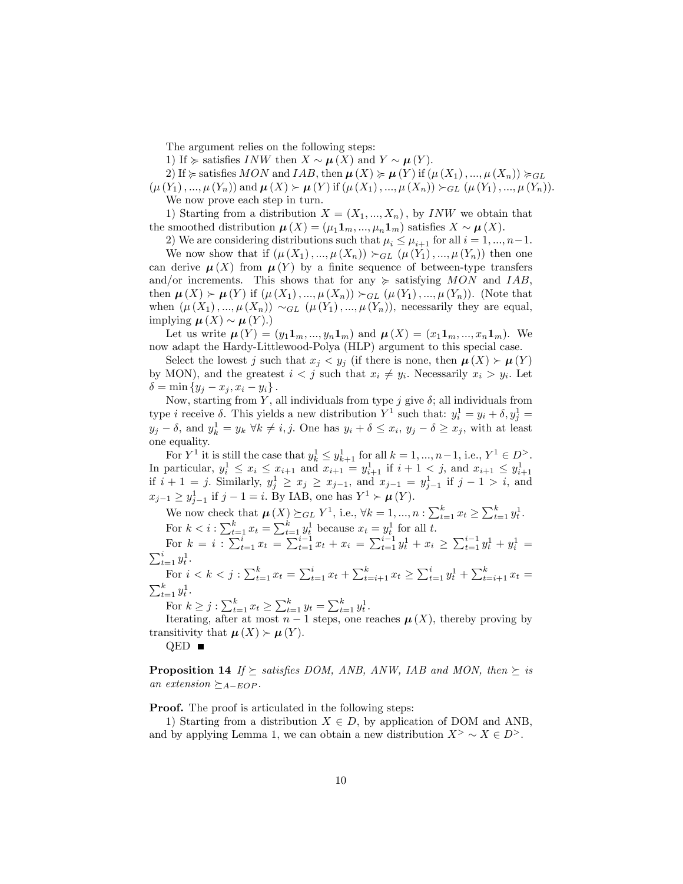The argument relies on the following steps:

1) If $\succcurlyeq$ satisfies $INW$ then $X \sim \boldsymbol{\mu}(X)$ and $Y \sim \boldsymbol{\mu}(Y)$.

2) If $\succcurlyeq$ satisfies $MON$ and $IAB$, then $\boldsymbol{\mu}(X) \succcurlyeq \boldsymbol{\mu}(Y)$ if $(\mu(X_1), ..., \mu(X_n)) \succcurlyeq_{GL} (\mu(Y_1), ..., \mu(Y_n))$ and $\boldsymbol{\mu}(X) \succ \boldsymbol{\mu}(Y)$ if $(\mu(X_1), ..., \mu(X_n)) \succ_{GL} (\mu(Y_1), ..., \mu(Y_n))$.

We now prove each step in turn.

1) Starting from a distribution $X = (X_1, ..., X_n)$, by $INW$ we obtain that the smoothed distribution $\boldsymbol{\mu}(X) = (\mu_1 \mathbf{1}_m, ..., \mu_n \mathbf{1}_m)$ satisfies $X \sim \boldsymbol{\mu}(X)$.

2) We are considering distributions such that $\mu_i \leq \mu_{i+1}$ for all $i = 1, ..., n-1$.

We now show that if $(\mu(X_1), ..., \mu(X_n)) \succ_{GL} (\mu(Y_1), ..., \mu(Y_n))$ then one can derive $\boldsymbol{\mu}(X)$ from $\boldsymbol{\mu}(Y)$ by a finite sequence of between-type transfers and/or increments. This shows that for any $\succcurlyeq$ satisfying $MON$ and $IAB$, then $\boldsymbol{\mu}(X) \succ \boldsymbol{\mu}(Y)$ if $(\mu(X_1), ..., \mu(X_n)) \succ_{GL} (\mu(Y_1), ..., \mu(Y_n))$. (Note that when $(\mu(X_1), ..., \mu(X_n)) \sim_{GL} (\mu(Y_1), ..., \mu(Y_n))$, necessarily they are equal, implying $\boldsymbol{\mu}(X) \sim \boldsymbol{\mu}(Y)$.)

Let us write $\boldsymbol{\mu}(Y) = (y_1 \mathbf{1}_m, ..., y_n \mathbf{1}_m)$ and $\boldsymbol{\mu}(X) = (x_1 \mathbf{1}_m, ..., x_n \mathbf{1}_m)$. We now adapt the Hardy-Littlewood-Polya (HLP) argument to this special case.

Select the lowest $j$ such that $x_j < y_j$ (if there is none, then $\boldsymbol{\mu}(X) \succ \boldsymbol{\mu}(Y)$ by MON), and the greatest $i < j$ such that $x_i \neq y_i$. Necessarily $x_i > y_i$. Let $\delta = \min\{y_j - x_j, x_i - y_i\}$.

Now, starting from $Y$, all individuals from type $j$ give $\delta$; all individuals from type $i$ receive $\delta$. This yields a new distribution $Y^1$ such that: $y_i^1 = y_i + \delta, y_j^1 = y_j - \delta$, and $y_k^1 = y_k \ \forall k \neq i, j$. One has $y_i + \delta \leq x_i$, $y_j - \delta \geq x_j$, with at least one equality.

For $Y^1$ it is still the case that $y_k^1 \leq y_{k+1}^1$ for all $k = 1, ..., n-1$, i.e., $Y^1 \in D^>$. In particular, $y_i^1 \leq x_i \leq x_{i+1}$ and $x_{i+1} = y_{i+1}^1$ if $i+1 < j$, and $x_{i+1} \leq y_{i+1}^1$ if $i+1 = j$. Similarly, $y_j^1 \geq x_j \geq x_{j-1}$, and $x_{j-1} = y_{j-1}^1$ if $j-1 > i$, and $x_{j-1} \geq y_{j-1}^1$ if $j-1 = i$. By IAB, one has $Y^1 \succ \boldsymbol{\mu}(Y)$.

We now check that $\boldsymbol{\mu}(X) \succeq_{GL} Y^1$, i.e., $\forall k = 1, ..., n: \sum_{t=1}^k x_t \geq \sum_{t=1}^k y_t^1$.

For $k < i: \sum_{t=1}^k x_t = \sum_{t=1}^k y_t^1$ because $x_t = y_t^1$ for all $t$.

For $k = i: \sum_{t=1}^i x_t = \sum_{t=1}^{i-1} x_t + x_i = \sum_{t=1}^{i-1} y_t^1 + x_i \geq \sum_{t=1}^{i-1} y_t^1 + y_i^1 = \sum_{t=1}^i y_t^1$.

For $i < k < j: \sum_{t=1}^k x_t = \sum_{t=1}^i x_t + \sum_{t=i+1}^k x_t \geq \sum_{t=1}^i y_t^1 + \sum_{t=i+1}^k x_t = \sum_{t=1}^k y_t^1$.

For $k \geq j: \sum_{t=1}^k x_t \geq \sum_{t=1}^k y_t = \sum_{t=1}^k y_t^1$.

Iterating, after at most $n-1$ steps, one reaches $\boldsymbol{\mu}(X)$, thereby proving by transitivity that $\boldsymbol{\mu}(X) \succ \boldsymbol{\mu}(Y)$.

QED ■

**Proposition 14** *If $\succeq$ satisfies DOM, ANB, ANW, IAB and MON, then $\succeq$ is an extension $\succeq_{A-EOP}$.*

**Proof.** The proof is articulated in the following steps:

1) Starting from a distribution $X \in D$, by application of DOM and ANB, and by applying Lemma 1, we can obtain a new distribution $X^> \sim X \in D^>$.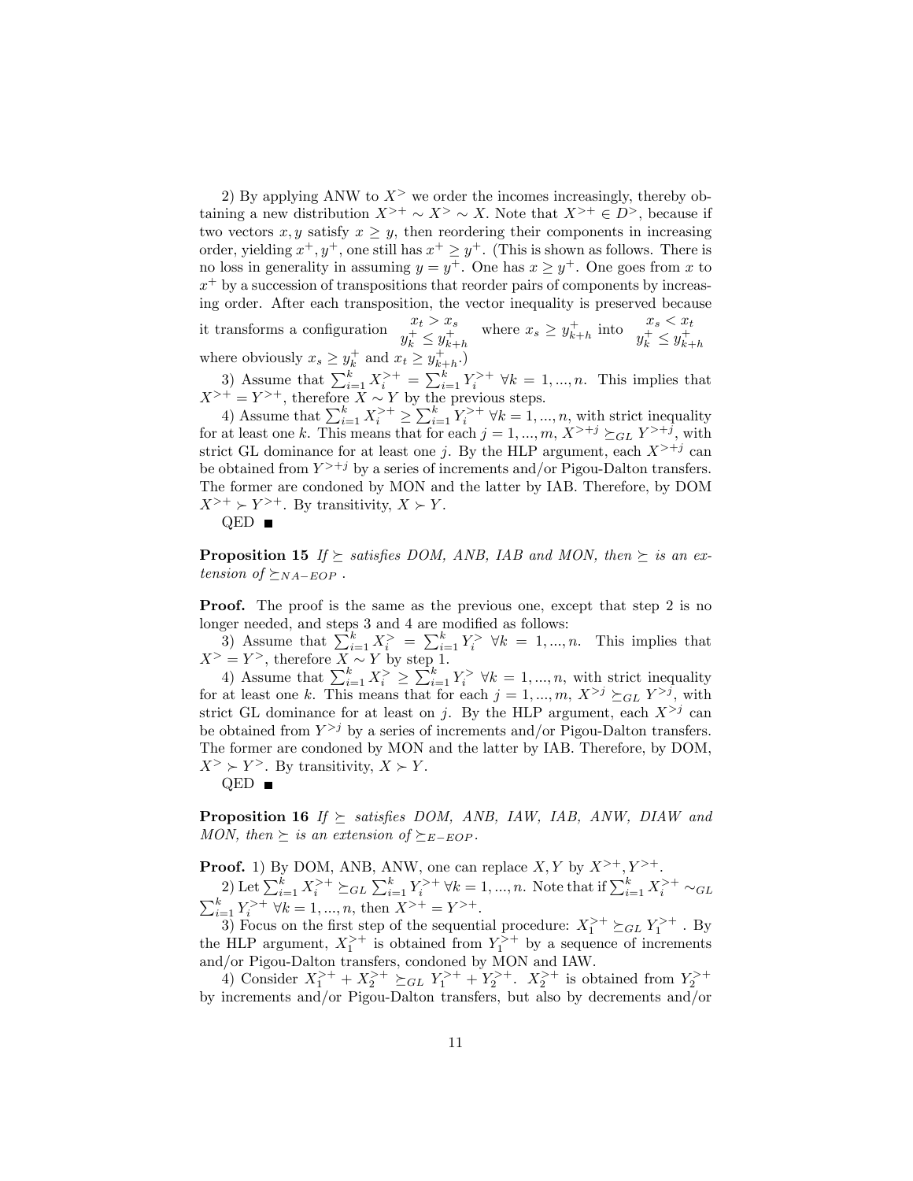2) By applying ANW to $X^>$ we order the incomes increasingly, thereby obtaining a new distribution $X^{>+} \sim X^> \sim X$. Note that $X^{>+} \in D^>$, because if two vectors $x, y$ satisfy $x \geq y$, then reordering their components in increasing order, yielding $x^+, y^+$, one still has $x^+ \geq y^+$. (This is shown as follows. There is no loss in generality in assuming $y = y^+$. One has $x \geq y^+$. One goes from $x$ to $x^+$ by a succession of transpositions that reorder pairs of components by increasing order. After each transposition, the vector inequality is preserved because it transforms a configuration $\begin{array}{c} x_t > x_s \\ y_k^+ \leq y_{k+h}^+ \end{array}$ where $x_s \geq y_{k+h}^+$ into $\begin{array}{c} x_s < x_t \\ y_k^+ \leq y_{k+h}^+ \end{array}$ where obviously $x_s \geq y_k^+$ and $x_t \geq y_{k+h}^+$.)

3) Assume that $\sum_{i=1}^k X_i^{>+} = \sum_{i=1}^k Y_i^{>+}$ $\forall k = 1, ..., n$. This implies that $X^{>+} = Y^{>+}$, therefore $X \sim Y$ by the previous steps.

4) Assume that $\sum_{i=1}^k X_i^{>+} \geq \sum_{i=1}^k Y_i^{>+}$ $\forall k = 1, ..., n$, with strict inequality for at least one $k$. This means that for each $j = 1, ..., m$, $X^{>+j} \succeq_{GL} Y^{>+j}$, with strict GL dominance for at least one $j$. By the HLP argument, each $X^{>+j}$ can be obtained from $Y^{>+j}$ by a series of increments and/or Pigou-Dalton transfers. The former are condoned by MON and the latter by IAB. Therefore, by DOM $X^{>+} \succ Y^{>+}$. By transitivity, $X \succ Y$.

QED ■

**Proposition 15** *If $\succeq$ satisfies DOM, ANB, IAB and MON, then $\succeq$ is an extension of $\succeq_{NA-EOP}$.*

**Proof.** The proof is the same as the previous one, except that step 2 is no longer needed, and steps 3 and 4 are modified as follows:

3) Assume that $\sum_{i=1}^k X_i^> = \sum_{i=1}^k Y_i^>$ $\forall k = 1, ..., n$. This implies that $X^> = Y^>$, therefore $X \sim Y$ by step 1.

4) Assume that $\sum_{i=1}^k X_i^> \geq \sum_{i=1}^k Y_i^>$ $\forall k = 1, ..., n$, with strict inequality for at least one $k$. This means that for each $j = 1, ..., m$, $X^{>j} \succeq_{GL} Y^{>j}$, with strict GL dominance for at least on $j$. By the HLP argument, each $X^{>j}$ can be obtained from $Y^{>j}$ by a series of increments and/or Pigou-Dalton transfers. The former are condoned by MON and the latter by IAB. Therefore, by DOM, $X^> \succ Y^>$. By transitivity, $X \succ Y$.

QED ■

**Proposition 16** *If $\succeq$ satisfies DOM, ANB, IAW, IAB, ANW, DIAW and MON, then $\succeq$ is an extension of $\succeq_{E-EOP}$.*

**Proof.** 1) By DOM, ANB, ANW, one can replace $X, Y$ by $X^{>+}, Y^{>+}$.

2) Let $\sum_{i=1}^k X_i^{>+} \succeq_{GL} \sum_{i=1}^k Y_i^{>+}$ $\forall k = 1, ..., n$. Note that if $\sum_{i=1}^k X_i^{>+} \sim_{GL} \sum_{i=1}^k Y_i^{>+}$ $\forall k = 1, ..., n$, then $X^{>+} = Y^{>+}$.

3) Focus on the first step of the sequential procedure: $X_1^{>+} \succeq_{GL} Y_1^{>+}$. By the HLP argument, $X_1^{>+}$ is obtained from $Y_1^{>+}$ by a sequence of increments and/or Pigou-Dalton transfers, condoned by MON and IAW.

4) Consider $X_1^{>+} + X_2^{>+} \succeq_{GL} Y_1^{>+} + Y_2^{>+}$. $X_2^{>+}$ is obtained from $Y_2^{>+}$ by increments and/or Pigou-Dalton transfers, but also by decrements and/or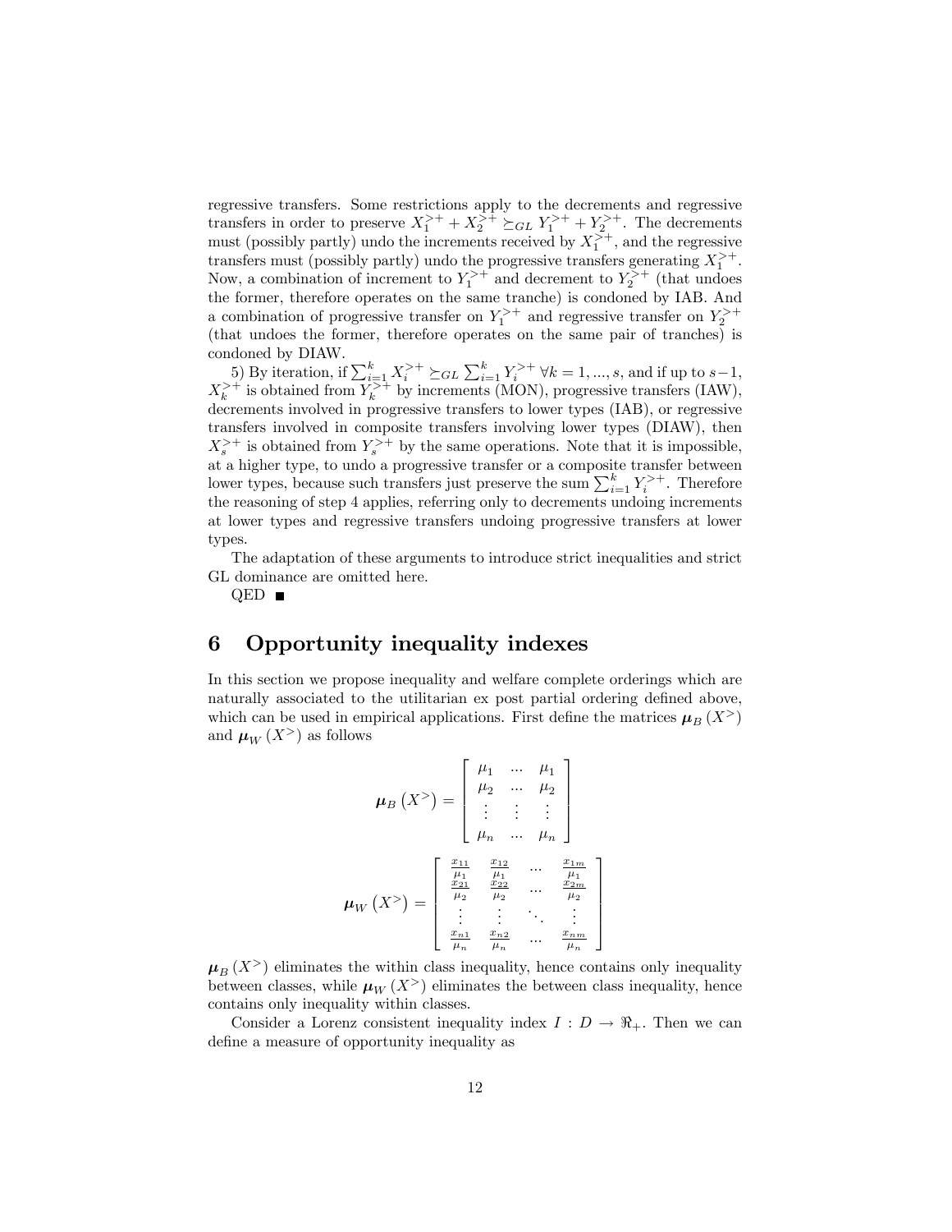regressive transfers. Some restrictions apply to the decrements and regressive transfers in order to preserve $X_1^{>+} + X_2^{>+} \succeq_{GL} Y_1^{>+} + Y_2^{>+}$. The decrements must (possibly partly) undo the increments received by $X_1^{>+}$, and the regressive transfers must (possibly partly) undo the progressive transfers generating $X_1^{>+}$. Now, a combination of increment to $Y_1^{>+}$ and decrement to $Y_2^{>+}$ (that undoes the former, therefore operates on the same tranche) is condoned by IAB. And a combination of progressive transfer on $Y_1^{>+}$ and regressive transfer on $Y_2^{>+}$ (that undoes the former, therefore operates on the same pair of tranches) is condoned by DIAW.

5) By iteration, if $\sum_{i=1}^{k} X_i^{>+} \succeq_{GL} \sum_{i=1}^{k} Y_i^{>+}$ $\forall k = 1, ..., s$, and if up to $s-1$, $X_k^{>+}$ is obtained from $Y_k^{>+}$ by increments (MON), progressive transfers (IAW), decrements involved in progressive transfers to lower types (IAB), or regressive transfers involved in composite transfers involving lower types (DIAW), then $X_s^{>+}$ is obtained from $Y_s^{>+}$ by the same operations. Note that it is impossible, at a higher type, to undo a progressive transfer or a composite transfer between lower types, because such transfers just preserve the sum $\sum_{i=1}^{k} Y_i^{>+}$. Therefore the reasoning of step 4 applies, referring only to decrements undoing increments at lower types and regressive transfers undoing progressive transfers at lower types.

The adaptation of these arguments to introduce strict inequalities and strict GL dominance are omitted here.

QED ■

# 6 Opportunity inequality indexes

In this section we propose inequality and welfare complete orderings which are naturally associated to the utilitarian ex post partial ordering defined above, which can be used in empirical applications. First define the matrices $\boldsymbol{\mu}_B(X^>)$ and $\boldsymbol{\mu}_W(X^>)$ as follows

$$\boldsymbol{\mu}_B\left(X^>\right) = \begin{bmatrix} \mu_1 & \cdots & \mu_1 \\ \mu_2 & \cdots & \mu_2 \\ \vdots & \vdots & \vdots \\ \mu_n & \cdots & \mu_n \end{bmatrix}$$

$$\boldsymbol{\mu}_W\left(X^>\right) = \begin{bmatrix} \frac{x_{11}}{\mu_1} & \frac{x_{12}}{\mu_1} & \cdots & \frac{x_{1m}}{\mu_1} \\ \frac{x_{21}}{\mu_2} & \frac{x_{22}}{\mu_2} & \cdots & \frac{x_{2m}}{\mu_2} \\ \vdots & \vdots & \ddots & \vdots \\ \frac{x_{n1}}{\mu_n} & \frac{x_{n2}}{\mu_n} & \cdots & \frac{x_{nm}}{\mu_n} \end{bmatrix}$$

$\boldsymbol{\mu}_B(X^>)$ eliminates the within class inequality, hence contains only inequality between classes, while $\boldsymbol{\mu}_W(X^>)$ eliminates the between class inequality, hence contains only inequality within classes.

Consider a Lorenz consistent inequality index $I : D \rightarrow \Re_+$. Then we can define a measure of opportunity inequality as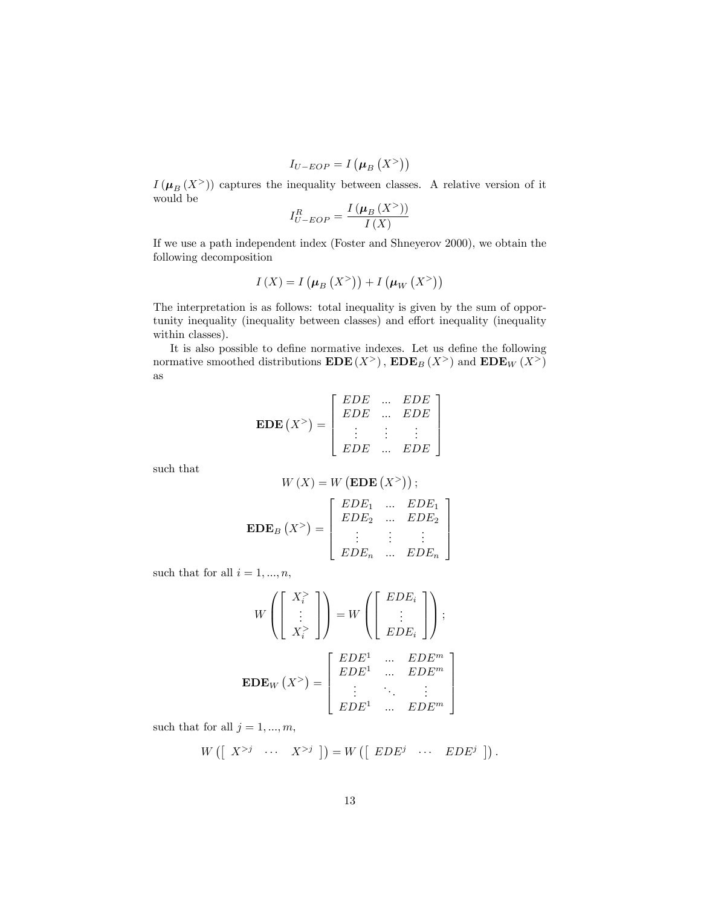$$I_{U-EOP} = I\left(\boldsymbol{\mu}_B\left(X^>\right)\right)$$

$I\left(\boldsymbol{\mu}_B\left(X^>\right)\right)$ captures the inequality between classes. A relative version of it would be

$$I_{U-EOP}^R = \frac{I\left(\boldsymbol{\mu}_B\left(X^>\right)\right)}{I\left(X\right)}$$

If we use a path independent index (Foster and Shneyerov 2000), we obtain the following decomposition

$$I\left(X\right) = I\left(\boldsymbol{\mu}_B\left(X^>\right)\right) + I\left(\boldsymbol{\mu}_W\left(X^>\right)\right)$$

The interpretation is as follows: total inequality is given by the sum of opportunity inequality (inequality between classes) and effort inequality (inequality within classes).

It is also possible to define normative indexes. Let us define the following normative smoothed distributions $\mathbf{EDE}\left(X^>\right)$, $\mathbf{EDE}_B\left(X^>\right)$ and $\mathbf{EDE}_W\left(X^>\right)$ as

$$\mathbf{EDE}\left(X^>\right) = \begin{bmatrix} EDE & ... & EDE \\ EDE & ... & EDE \\ \vdots & \vdots & \vdots \\ EDE & ... & EDE \end{bmatrix}$$

such that

$$W\left(X\right) = W\left(\mathbf{EDE}\left(X^>\right)\right);$$

$$\mathbf{EDE}_B\left(X^>\right) = \begin{bmatrix} EDE_1 & ... & EDE_1 \\ EDE_2 & ... & EDE_2 \\ \vdots & \vdots & \vdots \\ EDE_n & ... & EDE_n \end{bmatrix}$$

such that for all $i = 1, ..., n$,

$$W\left(\begin{bmatrix} X_i^> \\ \vdots \\ X_i^> \end{bmatrix}\right) = W\left(\begin{bmatrix} EDE_i \\ \vdots \\ EDE_i \end{bmatrix}\right);$$

$$\mathbf{EDE}_W\left(X^>\right) = \begin{bmatrix} EDE^1 & ... & EDE^m \\ EDE^1 & ... & EDE^m \\ \vdots & \ddots & \vdots \\ EDE^1 & ... & EDE^m \end{bmatrix}$$

such that for all $j = 1, ..., m$,

$$W\left(\begin{bmatrix} X^{>j} & \cdots & X^{>j} \end{bmatrix}\right) = W\left(\begin{bmatrix} EDE^j & \cdots & EDE^j \end{bmatrix}\right).$$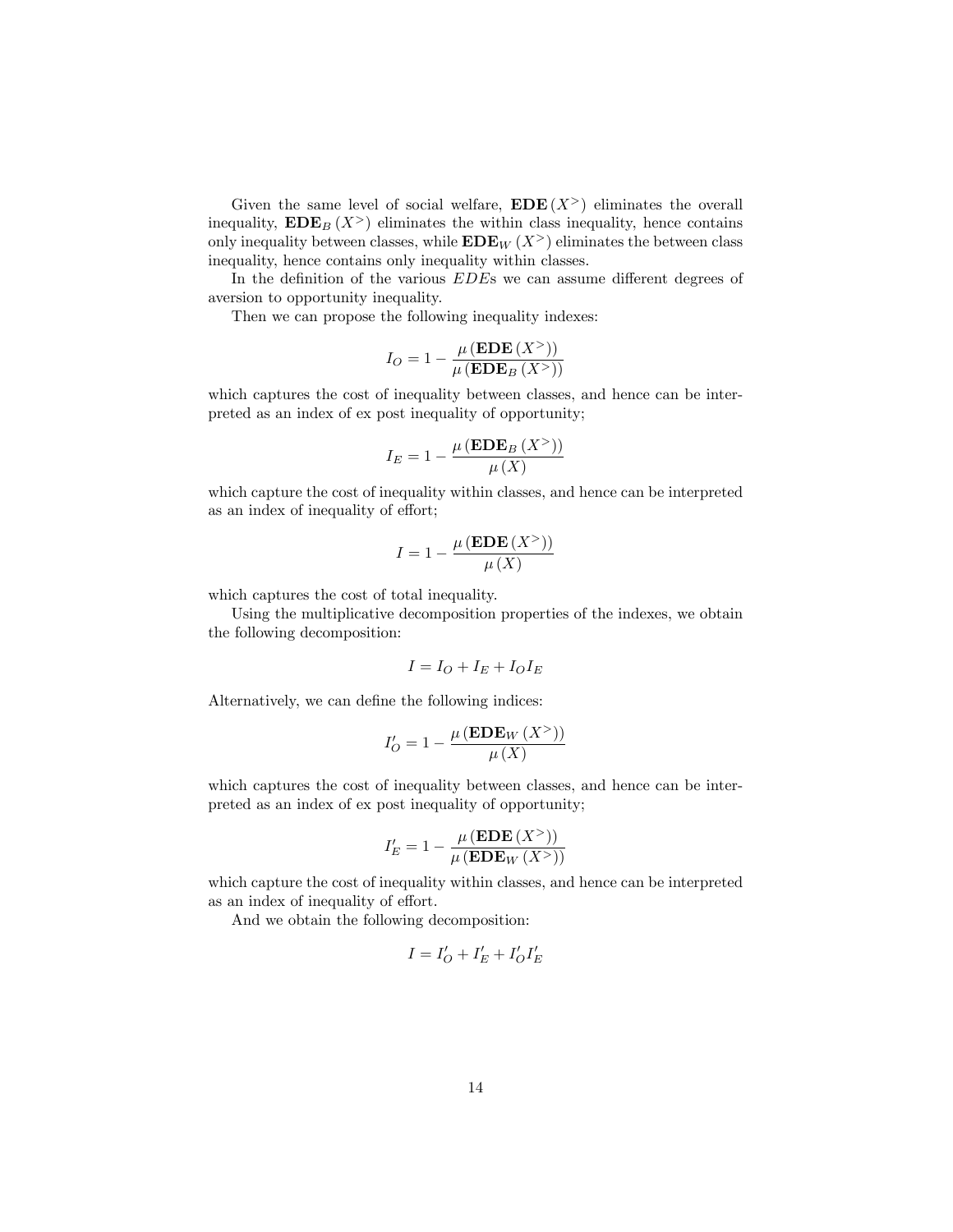Given the same level of social welfare, $\mathbf{EDE}(X^{>})$ eliminates the overall inequality, $\mathbf{EDE}_B(X^{>})$ eliminates the within class inequality, hence contains only inequality between classes, while $\mathbf{EDE}_W(X^{>})$ eliminates the between class inequality, hence contains only inequality within classes.

In the definition of the various $EDE$s we can assume different degrees of aversion to opportunity inequality.

Then we can propose the following inequality indexes:

$$I_O = 1 - \frac{\mu(\mathbf{EDE}(X^{>}))}{\mu(\mathbf{EDE}_B(X^{>}))}$$

which captures the cost of inequality between classes, and hence can be interpreted as an index of ex post inequality of opportunity;

$$I_E = 1 - \frac{\mu(\mathbf{EDE}_B(X^{>}))}{\mu(X)}$$

which capture the cost of inequality within classes, and hence can be interpreted as an index of inequality of effort;

$$I = 1 - \frac{\mu(\mathbf{EDE}(X^{>}))}{\mu(X)}$$

which captures the cost of total inequality.

Using the multiplicative decomposition properties of the indexes, we obtain the following decomposition:

$$I = I_O + I_E + I_O I_E$$

Alternatively, we can define the following indices:

$$I'_O = 1 - \frac{\mu(\mathbf{EDE}_W(X^{>}))}{\mu(X)}$$

which captures the cost of inequality between classes, and hence can be interpreted as an index of ex post inequality of opportunity;

$$I'_E = 1 - \frac{\mu(\mathbf{EDE}(X^{>}))}{\mu(\mathbf{EDE}_W(X^{>}))}$$

which capture the cost of inequality within classes, and hence can be interpreted as an index of inequality of effort.

And we obtain the following decomposition:

$$I = I'_O + I'_E + I'_O I'_E$$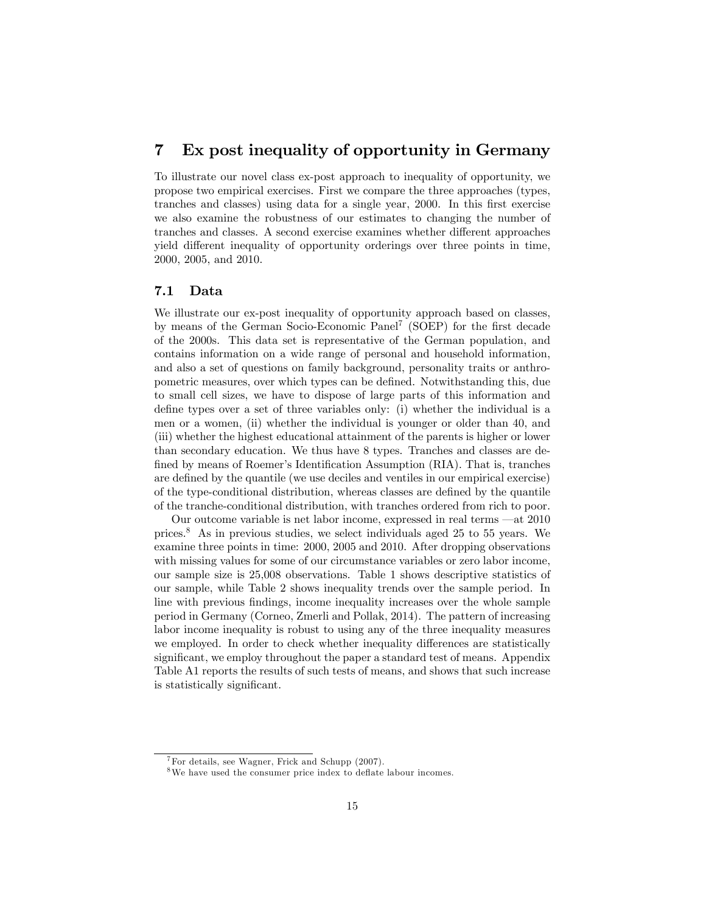## 7 Ex post inequality of opportunity in Germany

To illustrate our novel class ex-post approach to inequality of opportunity, we propose two empirical exercises. First we compare the three approaches (types, tranches and classes) using data for a single year, 2000. In this first exercise we also examine the robustness of our estimates to changing the number of tranches and classes. A second exercise examines whether different approaches yield different inequality of opportunity orderings over three points in time, 2000, 2005, and 2010.

### 7.1 Data

We illustrate our ex-post inequality of opportunity approach based on classes, by means of the German Socio-Economic Panel[7] (SOEP) for the first decade of the 2000s. This data set is representative of the German population, and contains information on a wide range of personal and household information, and also a set of questions on family background, personality traits or anthropometric measures, over which types can be defined. Notwithstanding this, due to small cell sizes, we have to dispose of large parts of this information and define types over a set of three variables only: (i) whether the individual is a men or a women, (ii) whether the individual is younger or older than 40, and (iii) whether the highest educational attainment of the parents is higher or lower than secondary education. We thus have 8 types. Tranches and classes are defined by means of Roemer's Identification Assumption (RIA). That is, tranches are defined by the quantile (we use deciles and ventiles in our empirical exercise) of the type-conditional distribution, whereas classes are defined by the quantile of the tranche-conditional distribution, with tranches ordered from rich to poor.

Our outcome variable is net labor income, expressed in real terms —at 2010 prices.[8] As in previous studies, we select individuals aged 25 to 55 years. We examine three points in time: 2000, 2005 and 2010. After dropping observations with missing values for some of our circumstance variables or zero labor income, our sample size is 25,008 observations. Table 1 shows descriptive statistics of our sample, while Table 2 shows inequality trends over the sample period. In line with previous findings, income inequality increases over the whole sample period in Germany (Corneo, Zmerli and Pollak, 2014). The pattern of increasing labor income inequality is robust to using any of the three inequality measures we employed. In order to check whether inequality differences are statistically significant, we employ throughout the paper a standard test of means. Appendix Table A1 reports the results of such tests of means, and shows that such increase is statistically significant.

[7] For details, see Wagner, Frick and Schupp (2007).

[8] We have used the consumer price index to deflate labour incomes.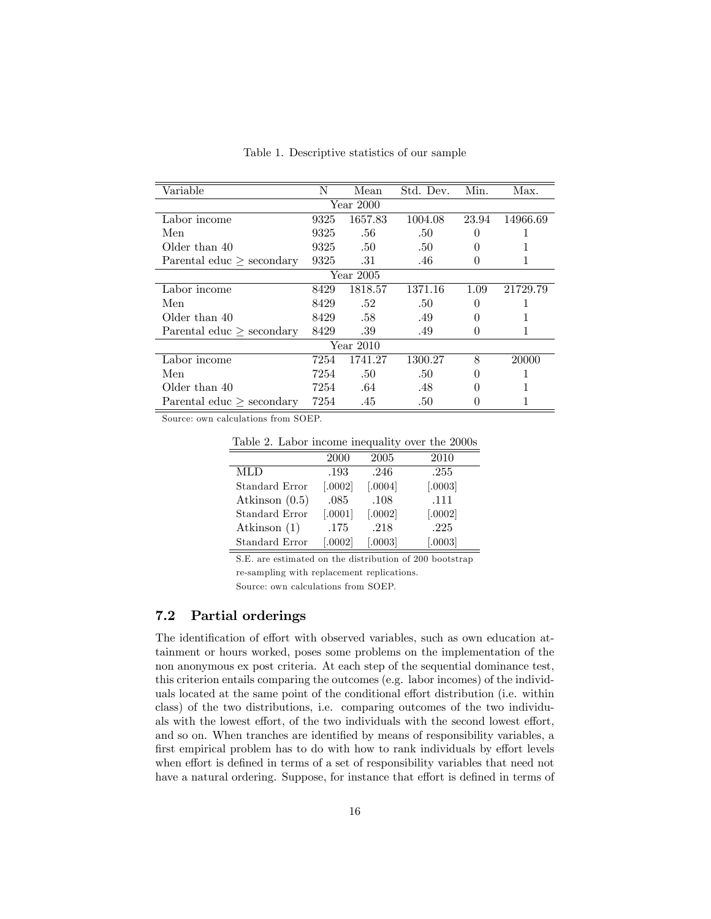Table 1. Descriptive statistics of our sample

| Variable | N | Mean | Std. Dev. | Min. | Max. |
|---|---|---|---|---|---|
| | | Year 2000 | | | |
| Labor income | 9325 | 1657.83 | 1004.08 | 23.94 | 14966.69 |
| Men | 9325 | .56 | .50 | 0 | 1 |
| Older than 40 | 9325 | .50 | .50 | 0 | 1 |
| Parental educ $\geq$ secondary | 9325 | .31 | .46 | 0 | 1 |
| | | Year 2005 | | | |
| Labor income | 8429 | 1818.57 | 1371.16 | 1.09 | 21729.79 |
| Men | 8429 | .52 | .50 | 0 | 1 |
| Older than 40 | 8429 | .58 | .49 | 0 | 1 |
| Parental educ $\geq$ secondary | 8429 | .39 | .49 | 0 | 1 |
| | | Year 2010 | | | |
| Labor income | 7254 | 1741.27 | 1300.27 | 8 | 20000 |
| Men | 7254 | .50 | .50 | 0 | 1 |
| Older than 40 | 7254 | .64 | .48 | 0 | 1 |
| Parental educ $\geq$ secondary | 7254 | .45 | .50 | 0 | 1 |

Source: own calculations from SOEP.

Table 2. Labor income inequality over the 2000s

| | 2000 | 2005 | 2010 |
|---|---|---|---|
| MLD | .193 | .246 | .255 |
| Standard Error | [.0002] | [.0004] | [.0003] |
| Atkinson (0.5) | .085 | .108 | .111 |
| Standard Error | [.0001] | [.0002] | [.0002] |
| Atkinson (1) | .175 | .218 | .225 |
| Standard Error | [.0002] | [.0003] | [.0003] |

S.E. are estimated on the distribution of 200 bootstrap re-sampling with replacement replications.

Source: own calculations from SOEP.

## 7.2 Partial orderings

The identification of effort with observed variables, such as own education attainment or hours worked, poses some problems on the implementation of the non anonymous ex post criteria. At each step of the sequential dominance test, this criterion entails comparing the outcomes (e.g. labor incomes) of the individuals located at the same point of the conditional effort distribution (i.e. within class) of the two distributions, i.e. comparing outcomes of the two individuals with the lowest effort, of the two individuals with the second lowest effort, and so on. When tranches are identified by means of responsibility variables, a first empirical problem has to do with how to rank individuals by effort levels when effort is defined in terms of a set of responsibility variables that need not have a natural ordering. Suppose, for instance that effort is defined in terms of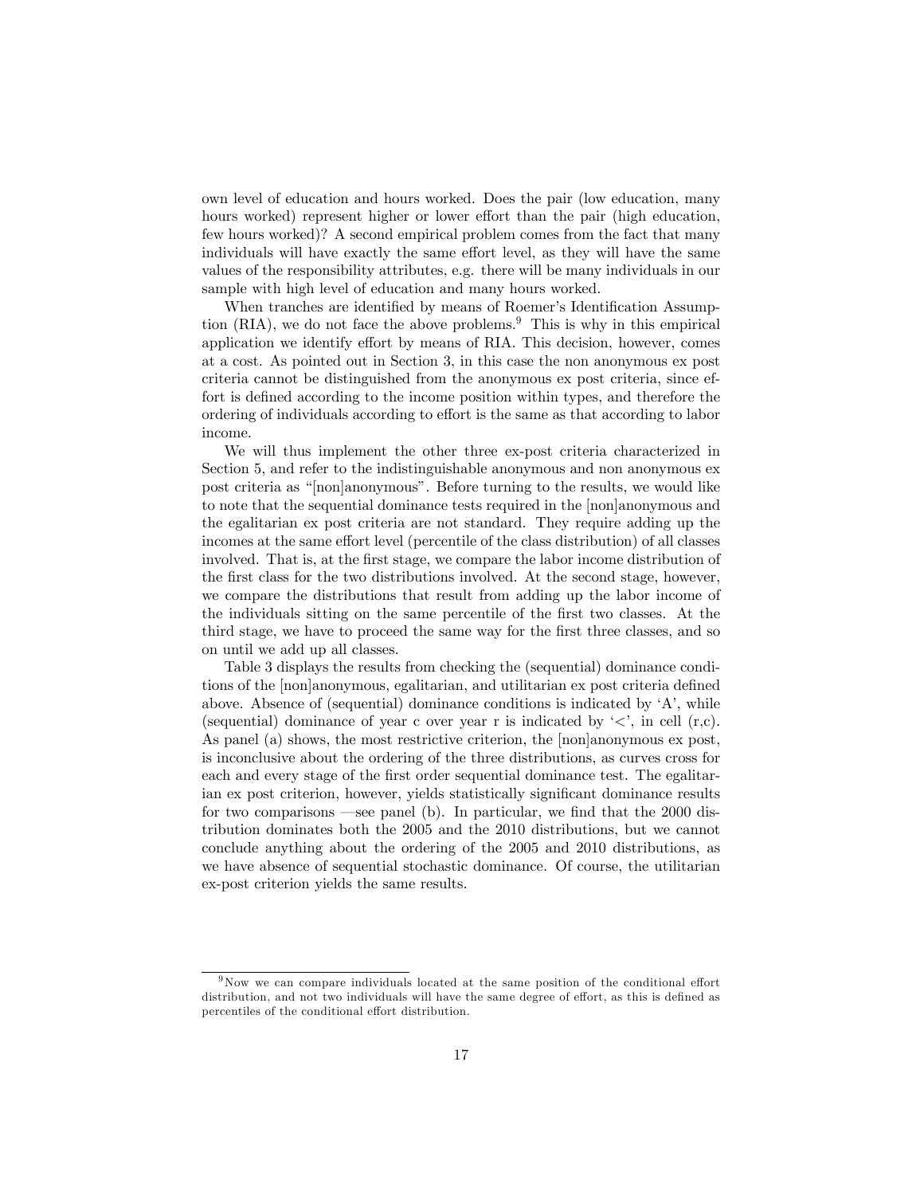own level of education and hours worked. Does the pair (low education, many hours worked) represent higher or lower effort than the pair (high education, few hours worked)? A second empirical problem comes from the fact that many individuals will have exactly the same effort level, as they will have the same values of the responsibility attributes, e.g. there will be many individuals in our sample with high level of education and many hours worked.

When tranches are identified by means of Roemer's Identification Assumption (RIA), we do not face the above problems.[9] This is why in this empirical application we identify effort by means of RIA. This decision, however, comes at a cost. As pointed out in Section 3, in this case the non anonymous ex post criteria cannot be distinguished from the anonymous ex post criteria, since effort is defined according to the income position within types, and therefore the ordering of individuals according to effort is the same as that according to labor income.

We will thus implement the other three ex-post criteria characterized in Section 5, and refer to the indistinguishable anonymous and non anonymous ex post criteria as "[non]anonymous". Before turning to the results, we would like to note that the sequential dominance tests required in the [non]anonymous and the egalitarian ex post criteria are not standard. They require adding up the incomes at the same effort level (percentile of the class distribution) of all classes involved. That is, at the first stage, we compare the labor income distribution of the first class for the two distributions involved. At the second stage, however, we compare the distributions that result from adding up the labor income of the individuals sitting on the same percentile of the first two classes. At the third stage, we have to proceed the same way for the first three classes, and so on until we add up all classes.

Table 3 displays the results from checking the (sequential) dominance conditions of the [non]anonymous, egalitarian, and utilitarian ex post criteria defined above. Absence of (sequential) dominance conditions is indicated by 'A', while (sequential) dominance of year c over year r is indicated by '<', in cell (r,c). As panel (a) shows, the most restrictive criterion, the [non]anonymous ex post, is inconclusive about the ordering of the three distributions, as curves cross for each and every stage of the first order sequential dominance test. The egalitarian ex post criterion, however, yields statistically significant dominance results for two comparisons —see panel (b). In particular, we find that the 2000 distribution dominates both the 2005 and the 2010 distributions, but we cannot conclude anything about the ordering of the 2005 and 2010 distributions, as we have absence of sequential stochastic dominance. Of course, the utilitarian ex-post criterion yields the same results.

[9] Now we can compare individuals located at the same position of the conditional effort distribution, and not two individuals will have the same degree of effort, as this is defined as percentiles of the conditional effort distribution.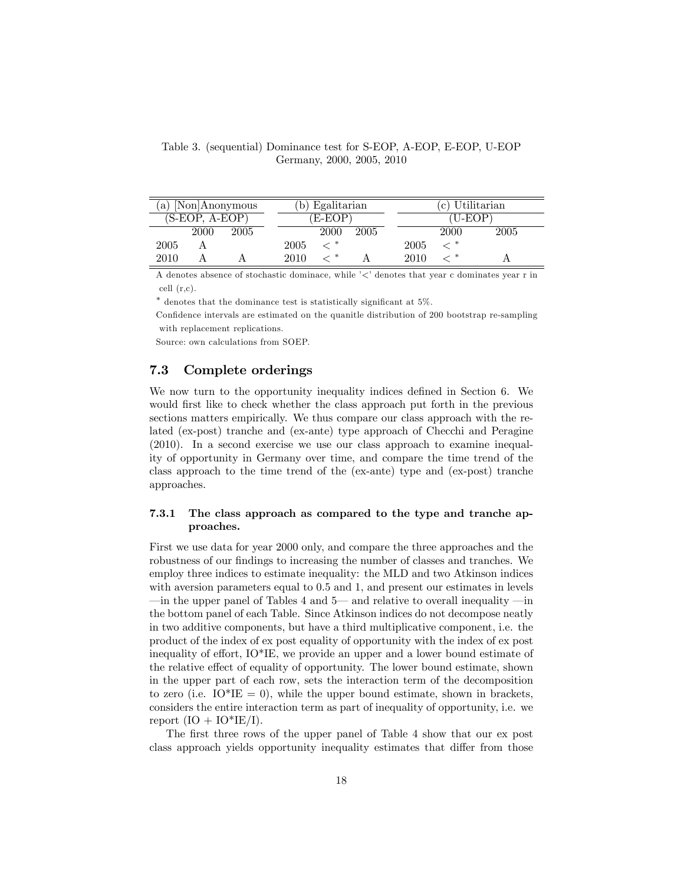Table 3. (sequential) Dominance test for S-EOP, A-EOP, E-EOP, U-EOP
Germany, 2000, 2005, 2010

| (a) [Non]Anonymous | | | (b) Egalitarian | | | (c) Utilitarian | | |
|---|---|---|---|---|---|---|---|---|
| (S-EOP, A-EOP) | | | (E-EOP) | | | (U-EOP) | | |
| | 2000 | 2005 | | 2000 | 2005 | | 2000 | 2005 |
| 2005 | A | | 2005 | $<^*$ | | 2005 | $<^*$ | |
| 2010 | A | A | 2010 | $<^*$ | A | 2010 | $<^*$ | A |

A denotes absence of stochastic dominace, while '<' denotes that year c dominates year r in cell (r,c).

* denotes that the dominance test is statistically significant at 5%.

Confidence intervals are estimated on the quanitle distribution of 200 bootstrap re-sampling with replacement replications.

Source: own calculations from SOEP.

### 7.3 Complete orderings

We now turn to the opportunity inequality indices defined in Section 6. We would first like to check whether the class approach put forth in the previous sections matters empirically. We thus compare our class approach with the related (ex-post) tranche and (ex-ante) type approach of Checchi and Peragine (2010). In a second exercise we use our class approach to examine inequality of opportunity in Germany over time, and compare the time trend of the class approach to the time trend of the (ex-ante) type and (ex-post) tranche approaches.

#### 7.3.1 The class approach as compared to the type and tranche approaches.

First we use data for year 2000 only, and compare the three approaches and the robustness of our findings to increasing the number of classes and tranches. We employ three indices to estimate inequality: the MLD and two Atkinson indices with aversion parameters equal to 0.5 and 1, and present our estimates in levels —in the upper panel of Tables 4 and 5— and relative to overall inequality —in the bottom panel of each Table. Since Atkinson indices do not decompose neatly in two additive components, but have a third multiplicative component, i.e. the product of the index of ex post equality of opportunity with the index of ex post inequality of effort, IO*IE, we provide an upper and a lower bound estimate of the relative effect of equality of opportunity. The lower bound estimate, shown in the upper part of each row, sets the interaction term of the decomposition to zero (i.e. IO*IE = 0), while the upper bound estimate, shown in brackets, considers the entire interaction term as part of inequality of opportunity, i.e. we report (IO + IO*IE/I).

The first three rows of the upper panel of Table 4 show that our ex post class approach yields opportunity inequality estimates that differ from those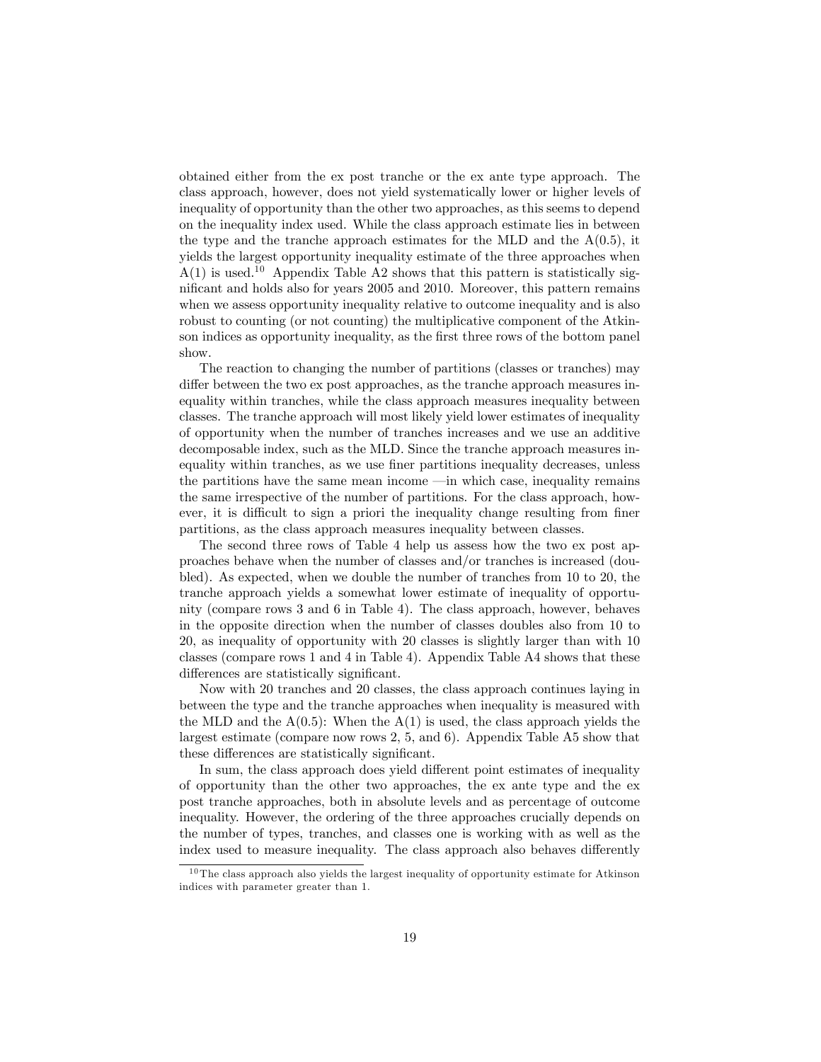obtained either from the ex post tranche or the ex ante type approach. The class approach, however, does not yield systematically lower or higher levels of inequality of opportunity than the other two approaches, as this seems to depend on the inequality index used. While the class approach estimate lies in between the type and the tranche approach estimates for the MLD and the A(0.5), it yields the largest opportunity inequality estimate of the three approaches when A(1) is used.[10] Appendix Table A2 shows that this pattern is statistically significant and holds also for years 2005 and 2010. Moreover, this pattern remains when we assess opportunity inequality relative to outcome inequality and is also robust to counting (or not counting) the multiplicative component of the Atkinson indices as opportunity inequality, as the first three rows of the bottom panel show.

The reaction to changing the number of partitions (classes or tranches) may differ between the two ex post approaches, as the tranche approach measures inequality within tranches, while the class approach measures inequality between classes. The tranche approach will most likely yield lower estimates of inequality of opportunity when the number of tranches increases and we use an additive decomposable index, such as the MLD. Since the tranche approach measures inequality within tranches, as we use finer partitions inequality decreases, unless the partitions have the same mean income —in which case, inequality remains the same irrespective of the number of partitions. For the class approach, however, it is difficult to sign a priori the inequality change resulting from finer partitions, as the class approach measures inequality between classes.

The second three rows of Table 4 help us assess how the two ex post approaches behave when the number of classes and/or tranches is increased (doubled). As expected, when we double the number of tranches from 10 to 20, the tranche approach yields a somewhat lower estimate of inequality of opportunity (compare rows 3 and 6 in Table 4). The class approach, however, behaves in the opposite direction when the number of classes doubles also from 10 to 20, as inequality of opportunity with 20 classes is slightly larger than with 10 classes (compare rows 1 and 4 in Table 4). Appendix Table A4 shows that these differences are statistically significant.

Now with 20 tranches and 20 classes, the class approach continues laying in between the type and the tranche approaches when inequality is measured with the MLD and the A(0.5): When the A(1) is used, the class approach yields the largest estimate (compare now rows 2, 5, and 6). Appendix Table A5 show that these differences are statistically significant.

In sum, the class approach does yield different point estimates of inequality of opportunity than the other two approaches, the ex ante type and the ex post tranche approaches, both in absolute levels and as percentage of outcome inequality. However, the ordering of the three approaches crucially depends on the number of types, tranches, and classes one is working with as well as the index used to measure inequality. The class approach also behaves differently

[10] The class approach also yields the largest inequality of opportunity estimate for Atkinson indices with parameter greater than 1.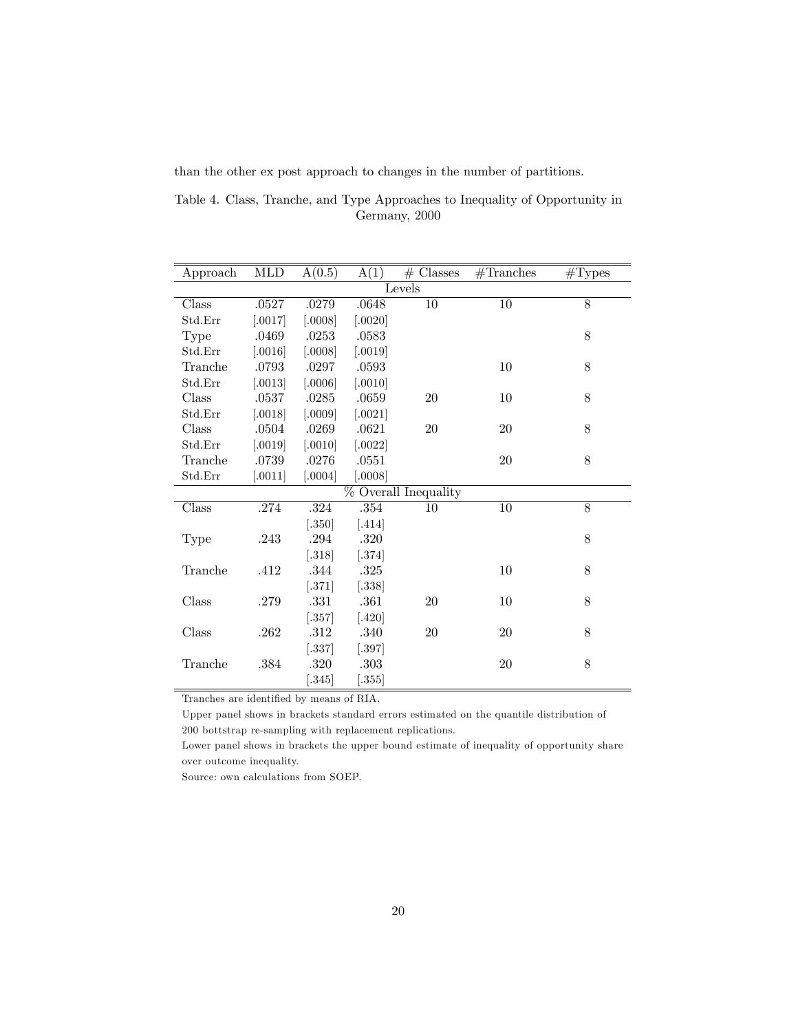than the other ex post approach to changes in the number of partitions.

Table 4. Class, Tranche, and Type Approaches to Inequality of Opportunity in Germany, 2000

| Approach | MLD | A(0.5) | A(1) | # Classes | #Tranches | #Types |
|---|---|---|---|---|---|---|
| | | | Levels | | | |
| Class | .0527 | .0279 | .0648 | 10 | 10 | 8 |
| Std.Err | [.0017] | [.0008] | [.0020] | | | |
| Type | .0469 | .0253 | .0583 | | | 8 |
| Std.Err | [.0016] | [.0008] | [.0019] | | | |
| Tranche | .0793 | .0297 | .0593 | | 10 | 8 |
| Std.Err | [.0013] | [.0006] | [.0010] | | | |
| Class | .0537 | .0285 | .0659 | 20 | 10 | 8 |
| Std.Err | [.0018] | [.0009] | [.0021] | | | |
| Class | .0504 | .0269 | .0621 | 20 | 20 | 8 |
| Std.Err | [.0019] | [.0010] | [.0022] | | | |
| Tranche | .0739 | .0276 | .0551 | | 20 | 8 |
| Std.Err | [.0011] | [.0004] | [.0008] | | | |
| | | | % Overall Inequality | | | |
| Class | .274 | .324 | .354 | 10 | 10 | 8 |
| | | [.350] | [.414] | | | |
| Type | .243 | .294 | .320 | | | 8 |
| | | [.318] | [.374] | | | |
| Tranche | .412 | .344 | .325 | | 10 | 8 |
| | | [.371] | [.338] | | | |
| Class | .279 | .331 | .361 | 20 | 10 | 8 |
| | | [.357] | [.420] | | | |
| Class | .262 | .312 | .340 | 20 | 20 | 8 |
| | | [.337] | [.397] | | | |
| Tranche | .384 | .320 | .303 | | 20 | 8 |
| | | [.345] | [.355] | | | |

Tranches are identified by means of RIA.

Upper panel shows in brackets standard errors estimated on the quantile distribution of 200 bottstrap re-sampling with replacement replications.

Lower panel shows in brackets the upper bound estimate of inequality of opportunity share over outcome inequality.

Source: own calculations from SOEP.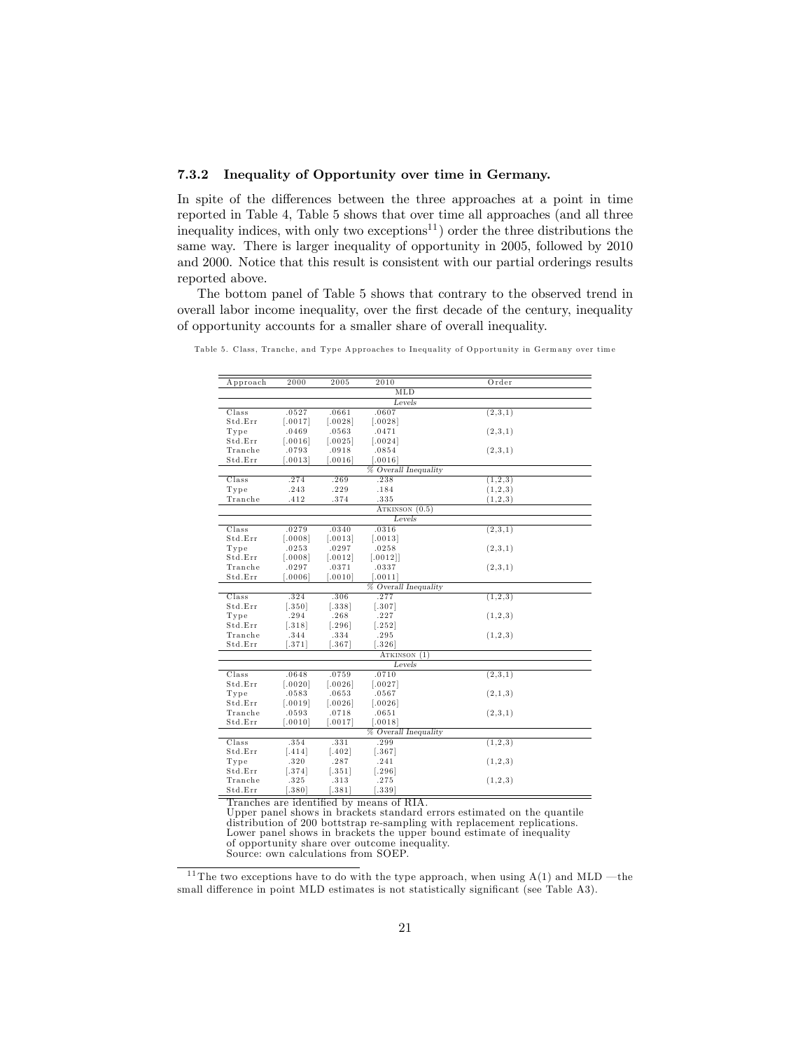### 7.3.2 Inequality of Opportunity over time in Germany.

In spite of the differences between the three approaches at a point in time reported in Table 4, Table 5 shows that over time all approaches (and all three inequality indices, with only two exceptions[11]) order the three distributions the same way. There is larger inequality of opportunity in 2005, followed by 2010 and 2000. Notice that this result is consistent with our partial orderings results reported above.

The bottom panel of Table 5 shows that contrary to the observed trend in overall labor income inequality, over the first decade of the century, inequality of opportunity accounts for a smaller share of overall inequality.

Table 5. Class, Tranche, and Type Approaches to Inequality of Opportunity in Germany over time

| Approach | 2000 | 2005 | 2010 | Order |
|---|---|---|---|---|
| | | | MLD | |
| | | | *Levels* | |
| Class | .0527 | .0661 | .0607 | (2,3,1) |
| Std.Err | [.0017] | [.0028] | [.0028] | |
| Type | .0469 | .0563 | .0471 | (2,3,1) |
| Std.Err | [.0016] | [.0025] | [.0024] | |
| Tranche | .0793 | .0918 | .0854 | (2,3,1) |
| Std.Err | [.0013] | [.0016] | [.0016] | |
| | | | *% Overall Inequality* | |
| Class | .274 | .269 | .238 | (1,2,3) |
| Type | .243 | .229 | .184 | (1,2,3) |
| Tranche | .412 | .374 | .335 | (1,2,3) |
| | | | ATKINSON (0.5) | |
| | | | *Levels* | |
| Class | .0279 | .0340 | .0316 | (2,3,1) |
| Std.Err | [.0008] | [.0013] | [.0013] | |
| Type | .0253 | .0297 | .0258 | (2,3,1) |
| Std.Err | [.0008] | [.0012] | [.0012]] | |
| Tranche | .0297 | .0371 | .0337 | (2,3,1) |
| Std.Err | [.0006] | [.0010] | [.0011] | |
| | | | *% Overall Inequality* | |
| Class | .324 | .306 | .277 | (1,2,3) |
| Std.Err | [.350] | [.338] | [.307] | |
| Type | .294 | .268 | .227 | (1,2,3) |
| Std.Err | [.318] | [.296] | [.252] | |
| Tranche | .344 | .334 | .295 | (1,2,3) |
| Std.Err | [.371] | [.367] | [.326] | |
| | | | ATKINSON (1) | |
| | | | *Levels* | |
| Class | .0648 | .0759 | .0710 | (2,3,1) |
| Std.Err | [.0020] | [.0026] | [.0027] | |
| Type | .0583 | .0653 | .0567 | (2,1,3) |
| Std.Err | [.0019] | [.0026] | [.0026] | |
| Tranche | .0593 | .0718 | .0651 | (2,3,1) |
| Std.Err | [.0010] | [.0017] | [.0018] | |
| | | | *% Overall Inequality* | |
| Class | .354 | .331 | .299 | (1,2,3) |
| Std.Err | [.414] | [.402] | [.367] | |
| Type | .320 | .287 | .241 | (1,2,3) |
| Std.Err | [.374] | [.351] | [.296] | |
| Tranche | .325 | .313 | .275 | (1,2,3) |
| Std.Err | [.380] | [.381] | [.339] | |

Tranches are identified by means of RIA.
Upper panel shows in brackets standard errors estimated on the quantile distribution of 200 bottstrap re-sampling with replacement replications.
Lower panel shows in brackets the upper bound estimate of inequality of opportunity share over outcome inequality.
Source: own calculations from SOEP.

[11] The two exceptions have to do with the type approach, when using A(1) and MLD —the small difference in point MLD estimates is not statistically significant (see Table A3).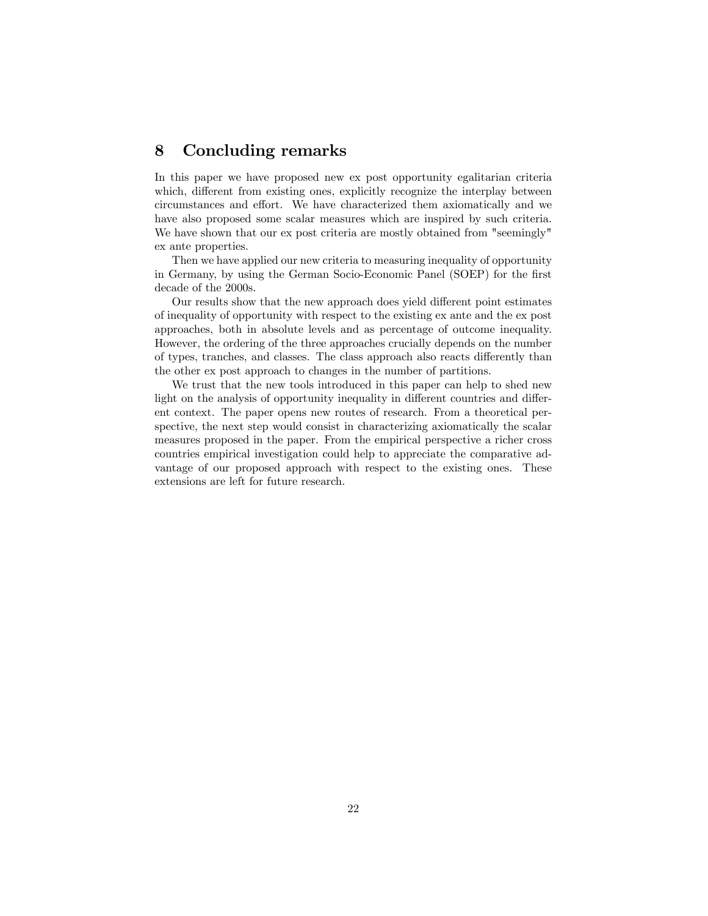# 8 Concluding remarks

In this paper we have proposed new ex post opportunity egalitarian criteria which, different from existing ones, explicitly recognize the interplay between circumstances and effort. We have characterized them axiomatically and we have also proposed some scalar measures which are inspired by such criteria. We have shown that our ex post criteria are mostly obtained from "seemingly" ex ante properties.

Then we have applied our new criteria to measuring inequality of opportunity in Germany, by using the German Socio-Economic Panel (SOEP) for the first decade of the 2000s.

Our results show that the new approach does yield different point estimates of inequality of opportunity with respect to the existing ex ante and the ex post approaches, both in absolute levels and as percentage of outcome inequality. However, the ordering of the three approaches crucially depends on the number of types, tranches, and classes. The class approach also reacts differently than the other ex post approach to changes in the number of partitions.

We trust that the new tools introduced in this paper can help to shed new light on the analysis of opportunity inequality in different countries and different context. The paper opens new routes of research. From a theoretical perspective, the next step would consist in characterizing axiomatically the scalar measures proposed in the paper. From the empirical perspective a richer cross countries empirical investigation could help to appreciate the comparative advantage of our proposed approach with respect to the existing ones. These extensions are left for future research.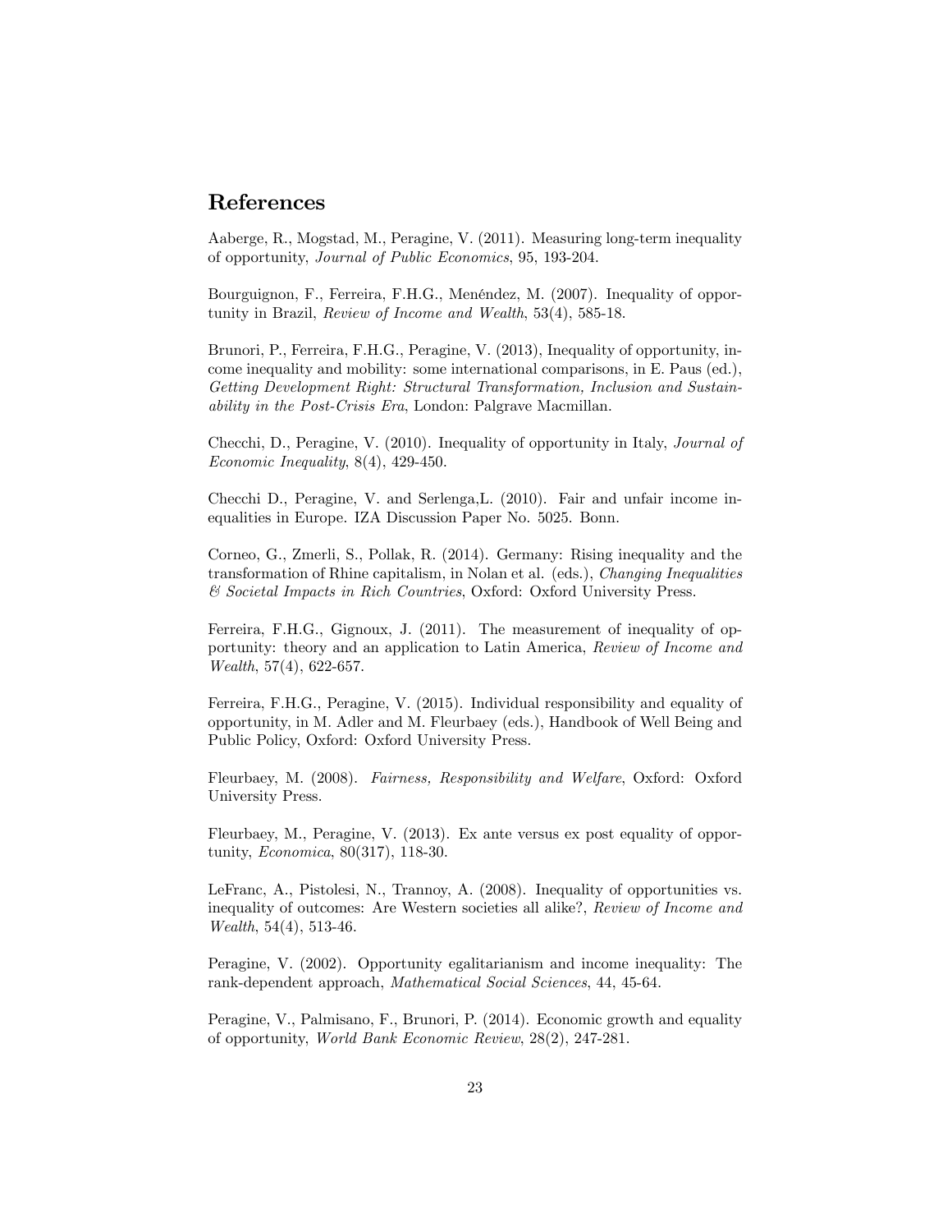## References

Aaberge, R., Mogstad, M., Peragine, V. (2011). Measuring long-term inequality of opportunity, *Journal of Public Economics*, 95, 193-204.

Bourguignon, F., Ferreira, F.H.G., Menéndez, M. (2007). Inequality of opportunity in Brazil, *Review of Income and Wealth*, 53(4), 585-18.

Brunori, P., Ferreira, F.H.G., Peragine, V. (2013), Inequality of opportunity, income inequality and mobility: some international comparisons, in E. Paus (ed.), *Getting Development Right: Structural Transformation, Inclusion and Sustainability in the Post-Crisis Era*, London: Palgrave Macmillan.

Checchi, D., Peragine, V. (2010). Inequality of opportunity in Italy, *Journal of Economic Inequality*, 8(4), 429-450.

Checchi D., Peragine, V. and Serlenga,L. (2010). Fair and unfair income inequalities in Europe. IZA Discussion Paper No. 5025. Bonn.

Corneo, G., Zmerli, S., Pollak, R. (2014). Germany: Rising inequality and the transformation of Rhine capitalism, in Nolan et al. (eds.), *Changing Inequalities & Societal Impacts in Rich Countries*, Oxford: Oxford University Press.

Ferreira, F.H.G., Gignoux, J. (2011). The measurement of inequality of opportunity: theory and an application to Latin America, *Review of Income and Wealth*, 57(4), 622-657.

Ferreira, F.H.G., Peragine, V. (2015). Individual responsibility and equality of opportunity, in M. Adler and M. Fleurbaey (eds.), Handbook of Well Being and Public Policy, Oxford: Oxford University Press.

Fleurbaey, M. (2008). *Fairness, Responsibility and Welfare*, Oxford: Oxford University Press.

Fleurbaey, M., Peragine, V. (2013). Ex ante versus ex post equality of opportunity, *Economica*, 80(317), 118-30.

LeFranc, A., Pistolesi, N., Trannoy, A. (2008). Inequality of opportunities vs. inequality of outcomes: Are Western societies all alike?, *Review of Income and Wealth*, 54(4), 513-46.

Peragine, V. (2002). Opportunity egalitarianism and income inequality: The rank-dependent approach, *Mathematical Social Sciences*, 44, 45-64.

Peragine, V., Palmisano, F., Brunori, P. (2014). Economic growth and equality of opportunity, *World Bank Economic Review*, 28(2), 247-281.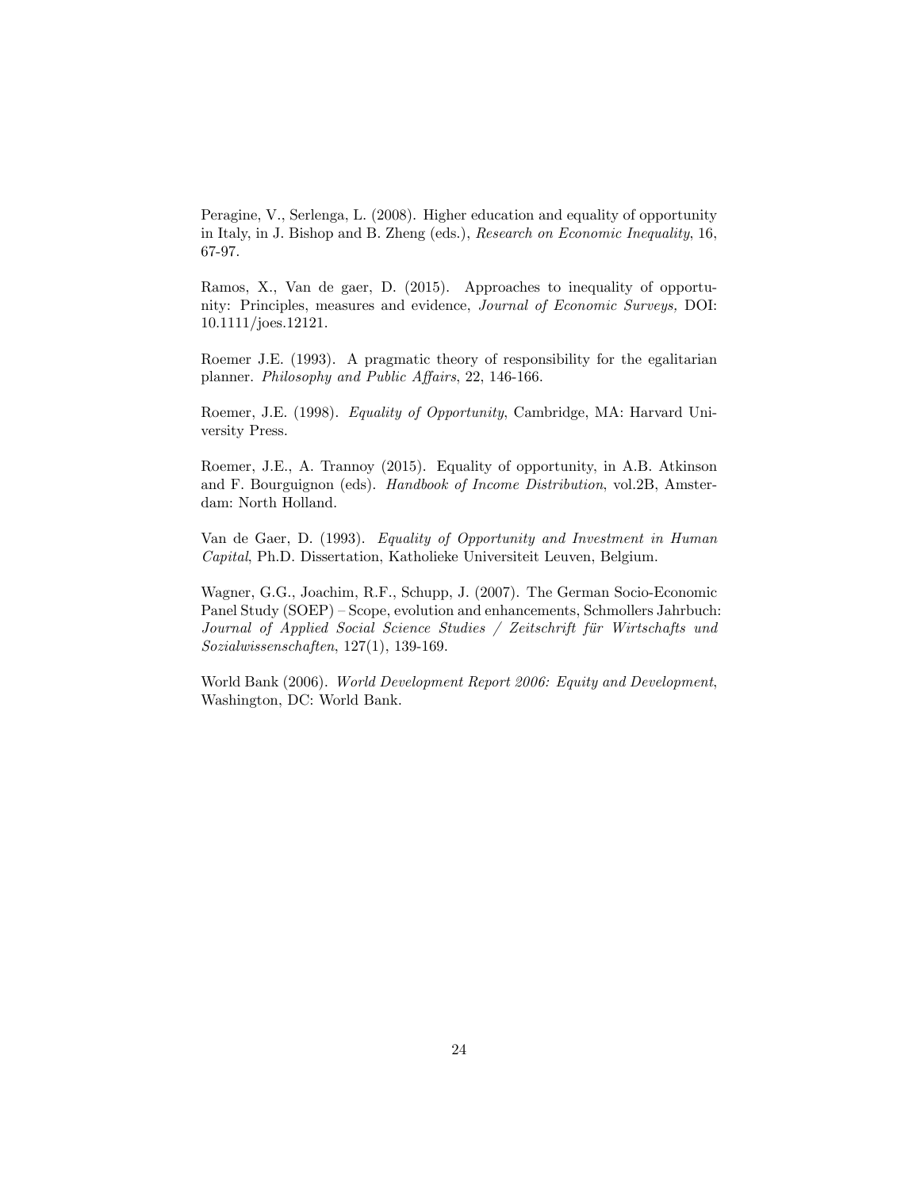Peragine, V., Serlenga, L. (2008). Higher education and equality of opportunity in Italy, in J. Bishop and B. Zheng (eds.), *Research on Economic Inequality*, 16, 67-97.

Ramos, X., Van de gaer, D. (2015). Approaches to inequality of opportunity: Principles, measures and evidence, *Journal of Economic Surveys,* DOI: 10.1111/joes.12121.

Roemer J.E. (1993). A pragmatic theory of responsibility for the egalitarian planner. *Philosophy and Public Affairs*, 22, 146-166.

Roemer, J.E. (1998). *Equality of Opportunity*, Cambridge, MA: Harvard University Press.

Roemer, J.E., A. Trannoy (2015). Equality of opportunity, in A.B. Atkinson and F. Bourguignon (eds). *Handbook of Income Distribution*, vol.2B, Amsterdam: North Holland.

Van de Gaer, D. (1993). *Equality of Opportunity and Investment in Human Capital*, Ph.D. Dissertation, Katholieke Universiteit Leuven, Belgium.

Wagner, G.G., Joachim, R.F., Schupp, J. (2007). The German Socio-Economic Panel Study (SOEP) – Scope, evolution and enhancements, Schmollers Jahrbuch: *Journal of Applied Social Science Studies / Zeitschrift für Wirtschafts und Sozialwissenschaften*, 127(1), 139-169.

World Bank (2006). *World Development Report 2006: Equity and Development*, Washington, DC: World Bank.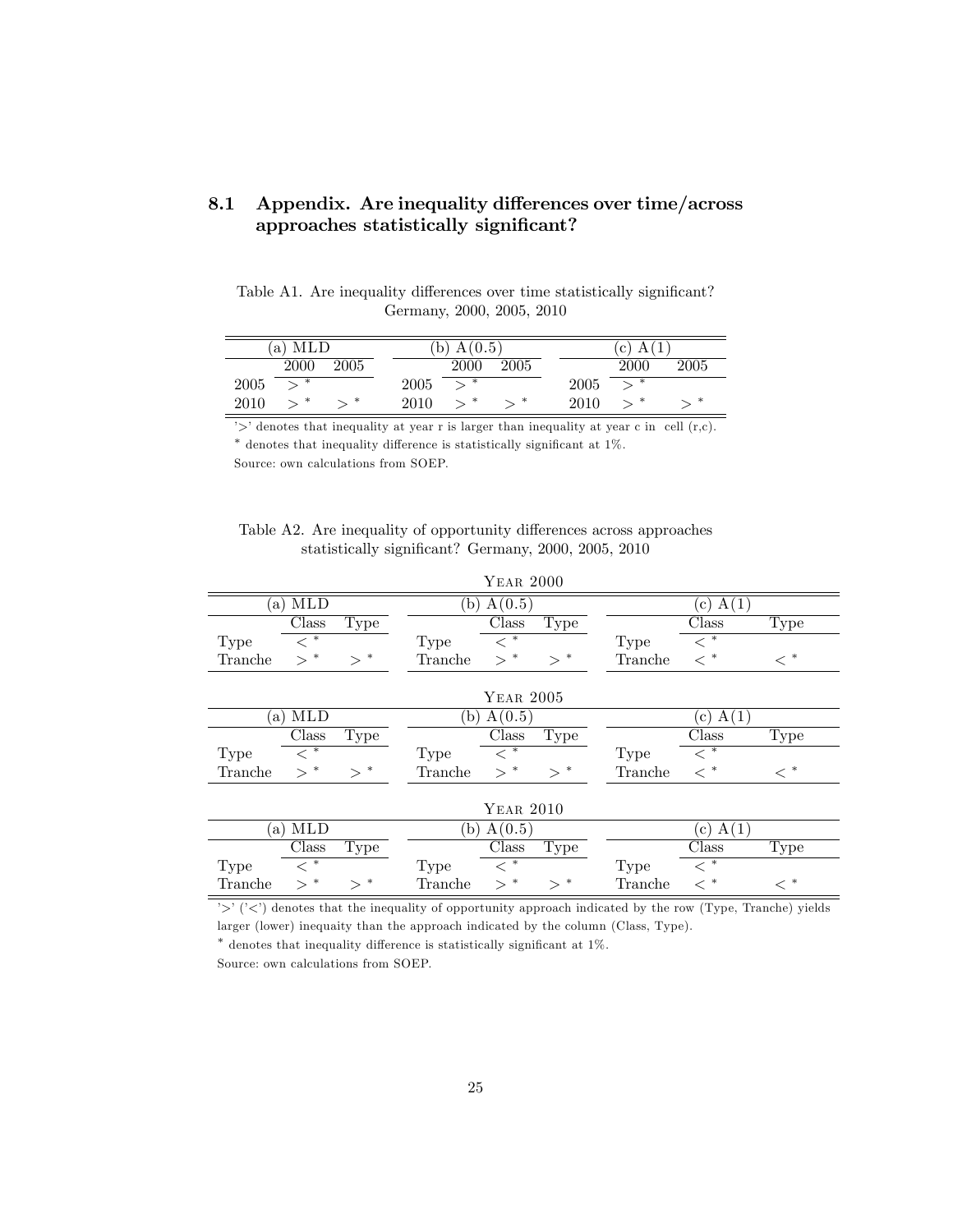### 8.1 Appendix. Are inequality differences over time/across approaches statistically significant?

Table A1. Are inequality differences over time statistically significant? Germany, 2000, 2005, 2010

| (a) MLD | | | (b) A(0.5) | | | (c) A(1) | | |
|---|---|---|---|---|---|---|---|---|
| | 2000 | 2005 | | 2000 | 2005 | | 2000 | 2005 |
| 2005 | $>^*$ | | 2005 | $>^*$ | | 2005 | $>^*$ | |
| 2010 | $>^*$ | $>^*$ | 2010 | $>^*$ | $>^*$ | 2010 | $>^*$ | $>^*$ |

'>' denotes that inequality at year r is larger than inequality at year c in cell (r,c).

$^*$ denotes that inequality difference is statistically significant at 1%.

Source: own calculations from SOEP.

Table A2. Are inequality of opportunity differences across approaches statistically significant? Germany, 2000, 2005, 2010

| Year 2000 | | | | | | | | |
|---|---|---|---|---|---|---|---|---|
| (a) MLD | | | (b) A(0.5) | | | (c) A(1) | | |
| | Class | Type | | Class | Type | | Class | Type |
| Type | $<^*$ | | Type | $<^*$ | | Type | $<^*$ | |
| Tranche | $>^*$ | $>^*$ | Tranche | $>^*$ | $>^*$ | Tranche | $<^*$ | $<^*$ |
| **Year 2005** | | | | | | | | |
| (a) MLD | | | (b) A(0.5) | | | (c) A(1) | | |
| | Class | Type | | Class | Type | | Class | Type |
| Type | $<^*$ | | Type | $<^*$ | | Type | $<^*$ | |
| Tranche | $>^*$ | $>^*$ | Tranche | $>^*$ | $>^*$ | Tranche | $<^*$ | $<^*$ |
| **Year 2010** | | | | | | | | |
| (a) MLD | | | (b) A(0.5) | | | (c) A(1) | | |
| | Class | Type | | Class | Type | | Class | Type |
| Type | $<^*$ | | Type | $<^*$ | | Type | $<^*$ | |
| Tranche | $>^*$ | $>^*$ | Tranche | $>^*$ | $>^*$ | Tranche | $<^*$ | $<^*$ |

'>' ('<') denotes that the inequality of opportunity approach indicated by the row (Type, Tranche) yields larger (lower) inequaity than the approach indicated by the column (Class, Type).

$^*$ denotes that inequality difference is statistically significant at 1%.

Source: own calculations from SOEP.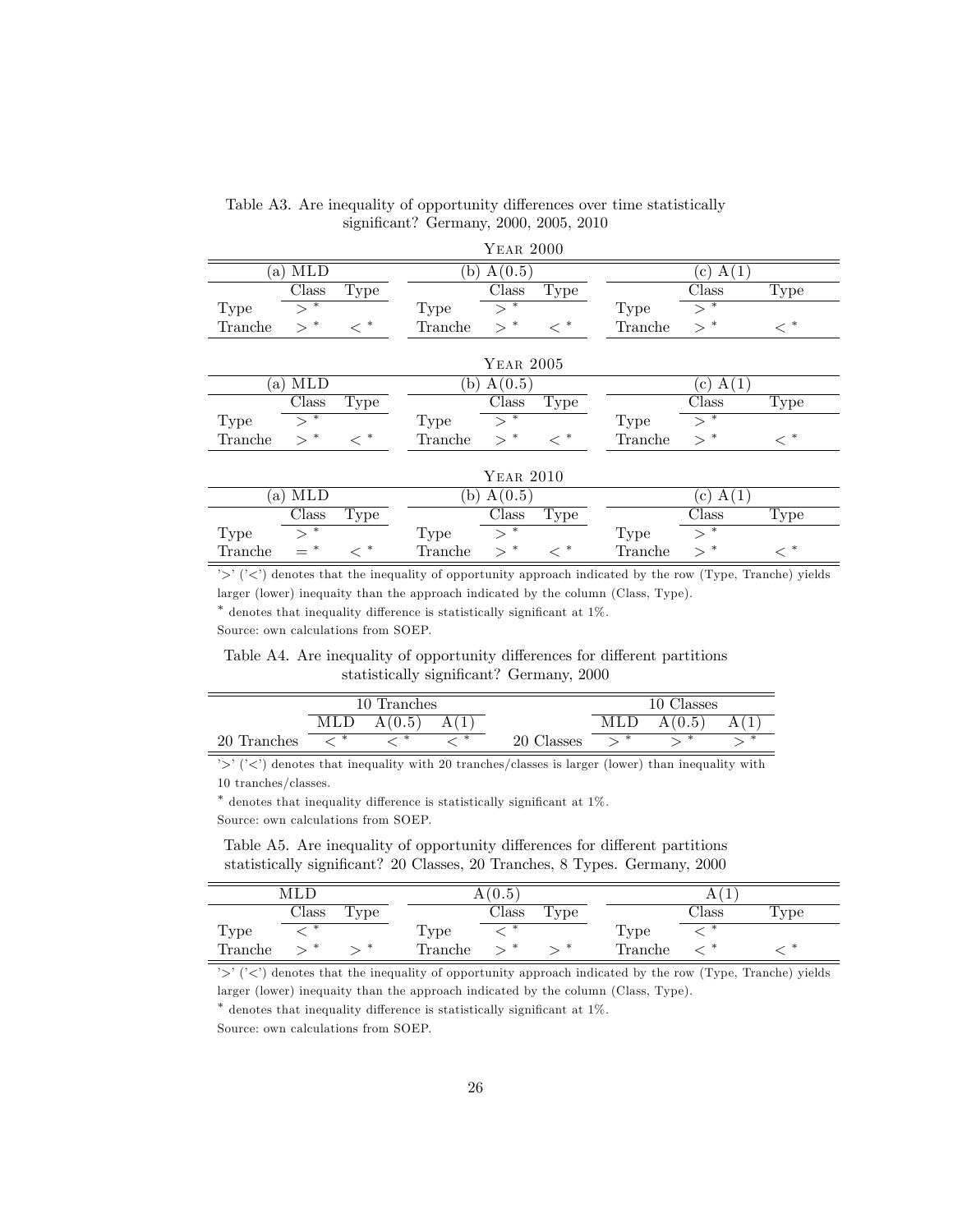Table A3. Are inequality of opportunity differences over time statistically significant? Germany, 2000, 2005, 2010

YEAR 2000

| (a) MLD | | | (b) A(0.5) | | | (c) A(1) | | |
|---|---|---|---|---|---|---|---|---|
| | Class | Type | | Class | Type | | Class | Type |
| Type | $>^*$ | | Type | $>^*$ | | Type | $>^*$ | |
| Tranche | $>^*$ | $<^*$ | Tranche | $>^*$ | $<^*$ | Tranche | $>^*$ | $<^*$ |

YEAR 2005

| (a) MLD | | | (b) A(0.5) | | | (c) A(1) | | |
|---|---|---|---|---|---|---|---|---|
| | Class | Type | | Class | Type | | Class | Type |
| Type | $>^*$ | | Type | $>^*$ | | Type | $>^*$ | |
| Tranche | $>^*$ | $<^*$ | Tranche | $>^*$ | $<^*$ | Tranche | $>^*$ | $<^*$ |

YEAR 2010

| (a) MLD | | | (b) A(0.5) | | | (c) A(1) | | |
|---|---|---|---|---|---|---|---|---|
| | Class | Type | | Class | Type | | Class | Type |
| Type | $>^*$ | | Type | $>^*$ | | Type | $>^*$ | |
| Tranche | $=^*$ | $<^*$ | Tranche | $>^*$ | $<^*$ | Tranche | $>^*$ | $<^*$ |

'>' ('<') denotes that the inequality of opportunity approach indicated by the row (Type, Tranche) yields larger (lower) inequaity than the approach indicated by the column (Class, Type).

* denotes that inequality difference is statistically significant at 1%.

Source: own calculations from SOEP.

Table A4. Are inequality of opportunity differences for different partitions statistically significant? Germany, 2000

| | 10 Tranches | | | | 10 Classes | | |
|---|---|---|---|---|---|---|---|
| | MLD | A(0.5) | A(1) | | MLD | A(0.5) | A(1) |
| 20 Tranches | $<^*$ | $<^*$ | $<^*$ | 20 Classes | $>^*$ | $>^*$ | $>^*$ |

'>' ('<') denotes that inequality with 20 tranches/classes is larger (lower) than inequality with 10 tranches/classes.

* denotes that inequality difference is statistically significant at 1%.

Source: own calculations from SOEP.

Table A5. Are inequality of opportunity differences for different partitions statistically significant? 20 Classes, 20 Tranches, 8 Types. Germany, 2000

| MLD | | | A(0.5) | | | A(1) | | |
|---|---|---|---|---|---|---|---|---|
| | Class | Type | | Class | Type | | Class | Type |
| Type | $<^*$ | | Type | $<^*$ | | Type | $<^*$ | |
| Tranche | $>^*$ | $>^*$ | Tranche | $>^*$ | $>^*$ | Tranche | $<^*$ | $<^*$ |

'>' ('<') denotes that the inequality of opportunity approach indicated by the row (Type, Tranche) yields larger (lower) inequaity than the approach indicated by the column (Class, Type).

* denotes that inequality difference is statistically significant at 1%.

Source: own calculations from SOEP.